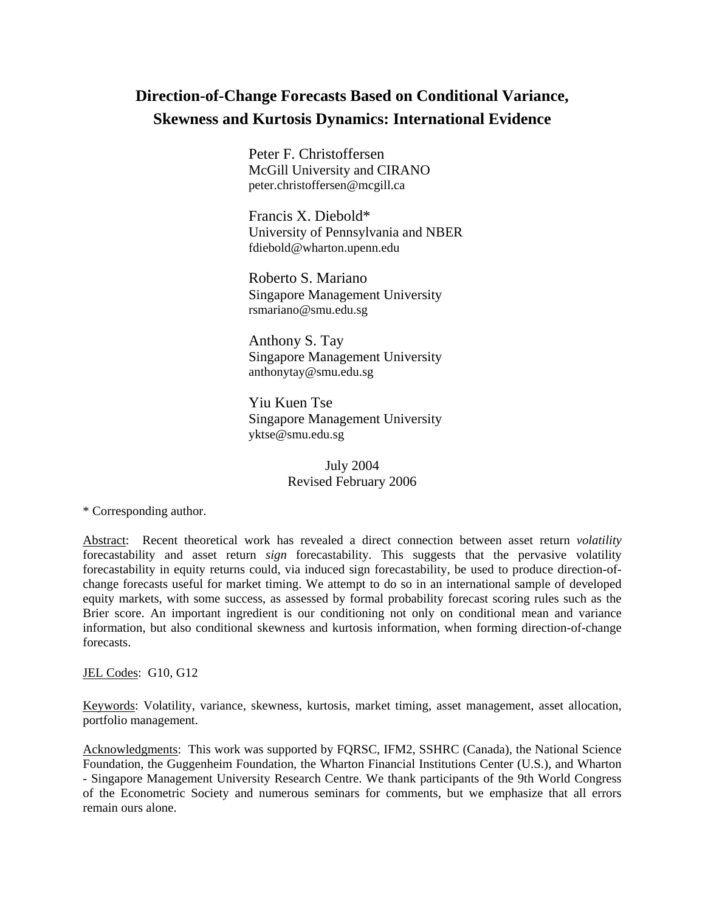# Direction-of-Change Forecasts Based on Conditional Variance, Skewness and Kurtosis Dynamics: International Evidence

Peter F. Christoffersen
McGill University and CIRANO
peter.christoffersen@mcgill.ca

Francis X. Diebold*
University of Pennsylvania and NBER
fdiebold@wharton.upenn.edu

Roberto S. Mariano
Singapore Management University
rsmariano@smu.edu.sg

Anthony S. Tay
Singapore Management University
anthonytay@smu.edu.sg

Yiu Kuen Tse
Singapore Management University
yktse@smu.edu.sg

July 2004
Revised February 2006

\* Corresponding author.

Abstract: Recent theoretical work has revealed a direct connection between asset return *volatility* forecastability and asset return *sign* forecastability. This suggests that the pervasive volatility forecastability in equity returns could, via induced sign forecastability, be used to produce direction-of-change forecasts useful for market timing. We attempt to do so in an international sample of developed equity markets, with some success, as assessed by formal probability forecast scoring rules such as the Brier score. An important ingredient is our conditioning not only on conditional mean and variance information, but also conditional skewness and kurtosis information, when forming direction-of-change forecasts.

JEL Codes: G10, G12

Keywords: Volatility, variance, skewness, kurtosis, market timing, asset management, asset allocation, portfolio management.

Acknowledgments: This work was supported by FQRSC, IFM2, SSHRC (Canada), the National Science Foundation, the Guggenheim Foundation, the Wharton Financial Institutions Center (U.S.), and Wharton - Singapore Management University Research Centre. We thank participants of the 9th World Congress of the Econometric Society and numerous seminars for comments, but we emphasize that all errors remain ours alone.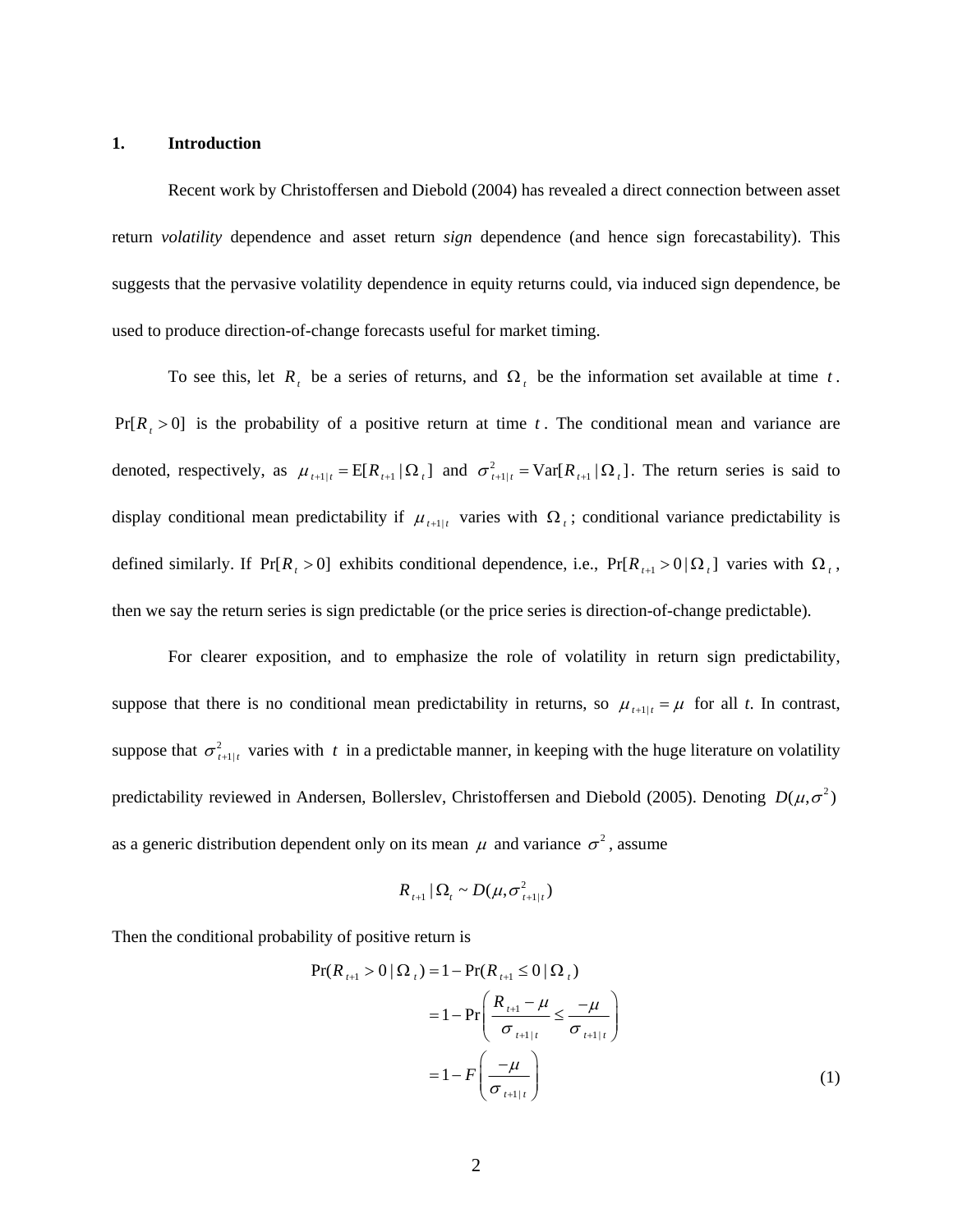## 1. Introduction

Recent work by Christoffersen and Diebold (2004) has revealed a direct connection between asset return *volatility* dependence and asset return *sign* dependence (and hence sign forecastability). This suggests that the pervasive volatility dependence in equity returns could, via induced sign dependence, be used to produce direction-of-change forecasts useful for market timing.

To see this, let $R_t$ be a series of returns, and $\Omega_t$ be the information set available at time $t$. $\Pr[R_t > 0]$ is the probability of a positive return at time $t$. The conditional mean and variance are denoted, respectively, as $\mu_{t+1|t} = \mathrm{E}[R_{t+1} | \Omega_t]$ and $\sigma^2_{t+1|t} = \mathrm{Var}[R_{t+1} | \Omega_t]$. The return series is said to display conditional mean predictability if $\mu_{t+1|t}$ varies with $\Omega_t$; conditional variance predictability is defined similarly. If $\Pr[R_t > 0]$ exhibits conditional dependence, i.e., $\Pr[R_{t+1} > 0 | \Omega_t]$ varies with $\Omega_t$, then we say the return series is sign predictable (or the price series is direction-of-change predictable).

For clearer exposition, and to emphasize the role of volatility in return sign predictability, suppose that there is no conditional mean predictability in returns, so $\mu_{t+1|t} = \mu$ for all *t*. In contrast, suppose that $\sigma^2_{t+1|t}$ varies with $t$ in a predictable manner, in keeping with the huge literature on volatility predictability reviewed in Andersen, Bollerslev, Christoffersen and Diebold (2005). Denoting $D(\mu, \sigma^2)$ as a generic distribution dependent only on its mean $\mu$ and variance $\sigma^2$, assume

$$R_{t+1} | \Omega_t \sim D(\mu, \sigma^2_{t+1|t})$$

Then the conditional probability of positive return is

$$\begin{aligned}
\Pr(R_{t+1} > 0 | \Omega_t) &= 1 - \Pr(R_{t+1} \leq 0 | \Omega_t) \\
&= 1 - \Pr\left( \frac{R_{t+1} - \mu}{\sigma_{t+1|t}} \leq \frac{-\mu}{\sigma_{t+1|t}} \right) \\
&= 1 - F\left( \frac{-\mu}{\sigma_{t+1|t}} \right) \qquad (1)
\end{aligned}$$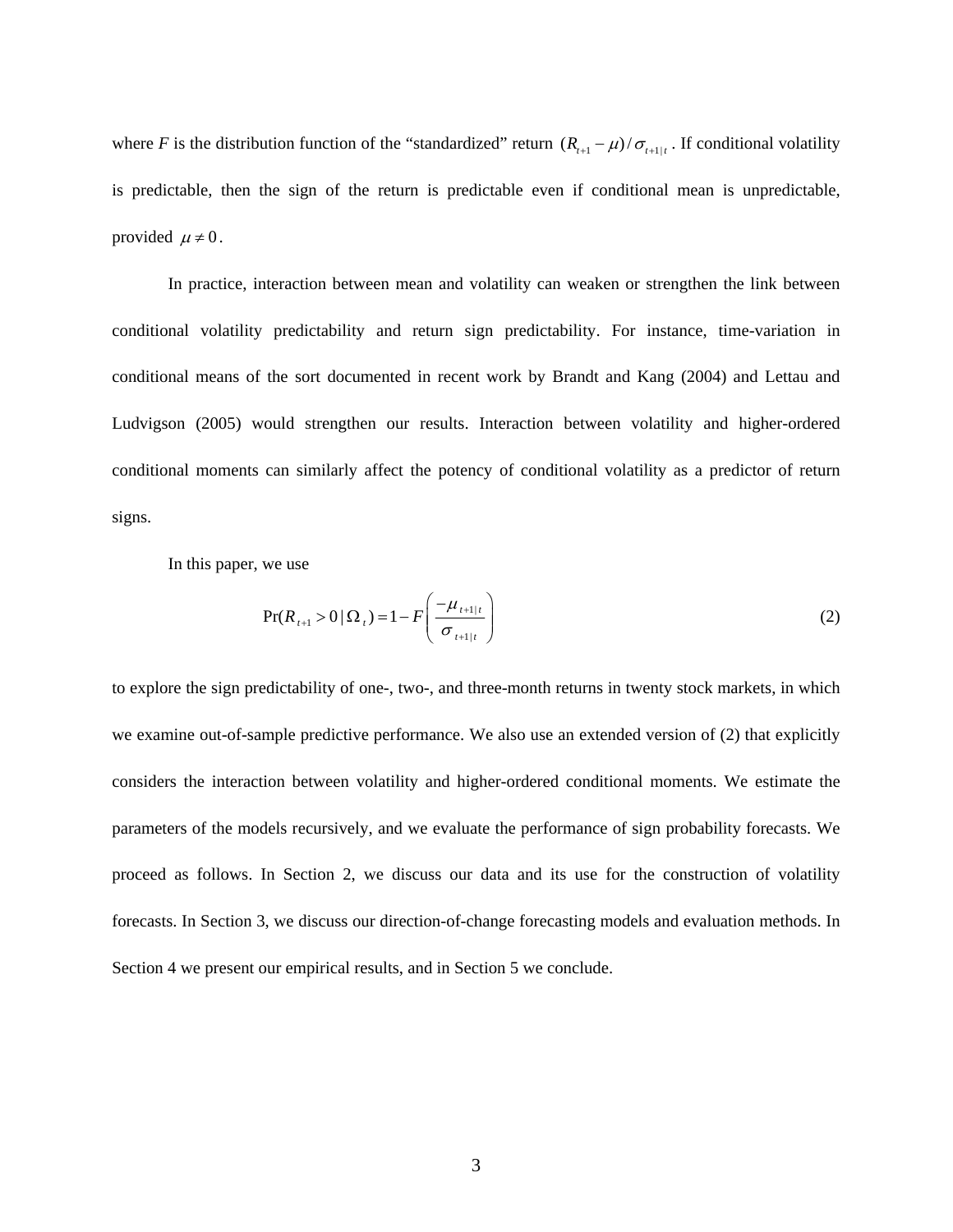where $F$ is the distribution function of the "standardized" return $(R_{t+1} - \mu)/\sigma_{t+1|t}$. If conditional volatility is predictable, then the sign of the return is predictable even if conditional mean is unpredictable, provided $\mu \neq 0$.

In practice, interaction between mean and volatility can weaken or strengthen the link between conditional volatility predictability and return sign predictability. For instance, time-variation in conditional means of the sort documented in recent work by Brandt and Kang (2004) and Lettau and Ludvigson (2005) would strengthen our results. Interaction between volatility and higher-ordered conditional moments can similarly affect the potency of conditional volatility as a predictor of return signs.

In this paper, we use

$$\Pr(R_{t+1} > 0 \mid \Omega_t) = 1 - F\left(\frac{-\mu_{t+1|t}}{\sigma_{t+1|t}}\right) \tag{2}$$

to explore the sign predictability of one-, two-, and three-month returns in twenty stock markets, in which we examine out-of-sample predictive performance. We also use an extended version of (2) that explicitly considers the interaction between volatility and higher-ordered conditional moments. We estimate the parameters of the models recursively, and we evaluate the performance of sign probability forecasts. We proceed as follows. In Section 2, we discuss our data and its use for the construction of volatility forecasts. In Section 3, we discuss our direction-of-change forecasting models and evaluation methods. In Section 4 we present our empirical results, and in Section 5 we conclude.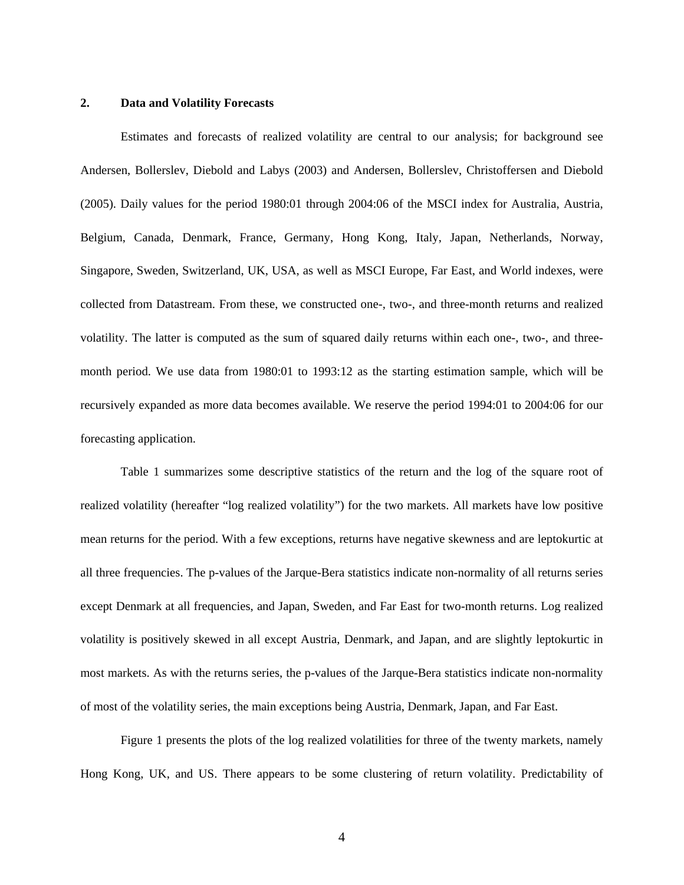## 2. Data and Volatility Forecasts

Estimates and forecasts of realized volatility are central to our analysis; for background see Andersen, Bollerslev, Diebold and Labys (2003) and Andersen, Bollerslev, Christoffersen and Diebold (2005). Daily values for the period 1980:01 through 2004:06 of the MSCI index for Australia, Austria, Belgium, Canada, Denmark, France, Germany, Hong Kong, Italy, Japan, Netherlands, Norway, Singapore, Sweden, Switzerland, UK, USA, as well as MSCI Europe, Far East, and World indexes, were collected from Datastream. From these, we constructed one-, two-, and three-month returns and realized volatility. The latter is computed as the sum of squared daily returns within each one-, two-, and three-month period. We use data from 1980:01 to 1993:12 as the starting estimation sample, which will be recursively expanded as more data becomes available. We reserve the period 1994:01 to 2004:06 for our forecasting application.

Table 1 summarizes some descriptive statistics of the return and the log of the square root of realized volatility (hereafter "log realized volatility") for the two markets. All markets have low positive mean returns for the period. With a few exceptions, returns have negative skewness and are leptokurtic at all three frequencies. The p-values of the Jarque-Bera statistics indicate non-normality of all returns series except Denmark at all frequencies, and Japan, Sweden, and Far East for two-month returns. Log realized volatility is positively skewed in all except Austria, Denmark, and Japan, and are slightly leptokurtic in most markets. As with the returns series, the p-values of the Jarque-Bera statistics indicate non-normality of most of the volatility series, the main exceptions being Austria, Denmark, Japan, and Far East.

Figure 1 presents the plots of the log realized volatilities for three of the twenty markets, namely Hong Kong, UK, and US. There appears to be some clustering of return volatility. Predictability of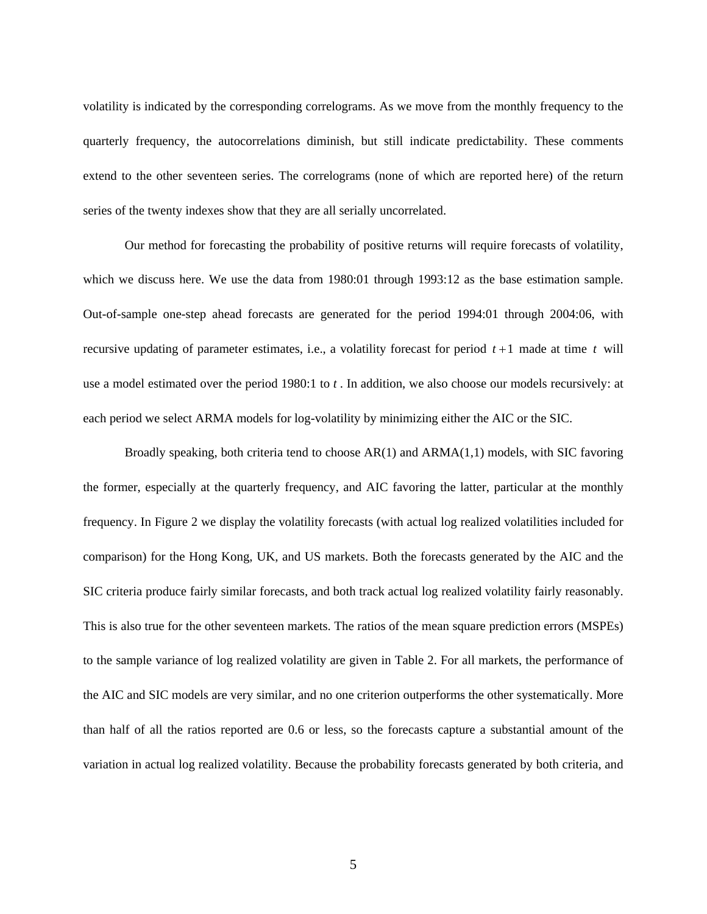volatility is indicated by the corresponding correlograms. As we move from the monthly frequency to the quarterly frequency, the autocorrelations diminish, but still indicate predictability. These comments extend to the other seventeen series. The correlograms (none of which are reported here) of the return series of the twenty indexes show that they are all serially uncorrelated.

Our method for forecasting the probability of positive returns will require forecasts of volatility, which we discuss here. We use the data from 1980:01 through 1993:12 as the base estimation sample. Out-of-sample one-step ahead forecasts are generated for the period 1994:01 through 2004:06, with recursive updating of parameter estimates, i.e., a volatility forecast for period $t+1$ made at time $t$ will use a model estimated over the period 1980:1 to $t$. In addition, we also choose our models recursively: at each period we select ARMA models for log-volatility by minimizing either the AIC or the SIC.

Broadly speaking, both criteria tend to choose AR(1) and ARMA(1,1) models, with SIC favoring the former, especially at the quarterly frequency, and AIC favoring the latter, particular at the monthly frequency. In Figure 2 we display the volatility forecasts (with actual log realized volatilities included for comparison) for the Hong Kong, UK, and US markets. Both the forecasts generated by the AIC and the SIC criteria produce fairly similar forecasts, and both track actual log realized volatility fairly reasonably. This is also true for the other seventeen markets. The ratios of the mean square prediction errors (MSPEs) to the sample variance of log realized volatility are given in Table 2. For all markets, the performance of the AIC and SIC models are very similar, and no one criterion outperforms the other systematically. More than half of all the ratios reported are 0.6 or less, so the forecasts capture a substantial amount of the variation in actual log realized volatility. Because the probability forecasts generated by both criteria, and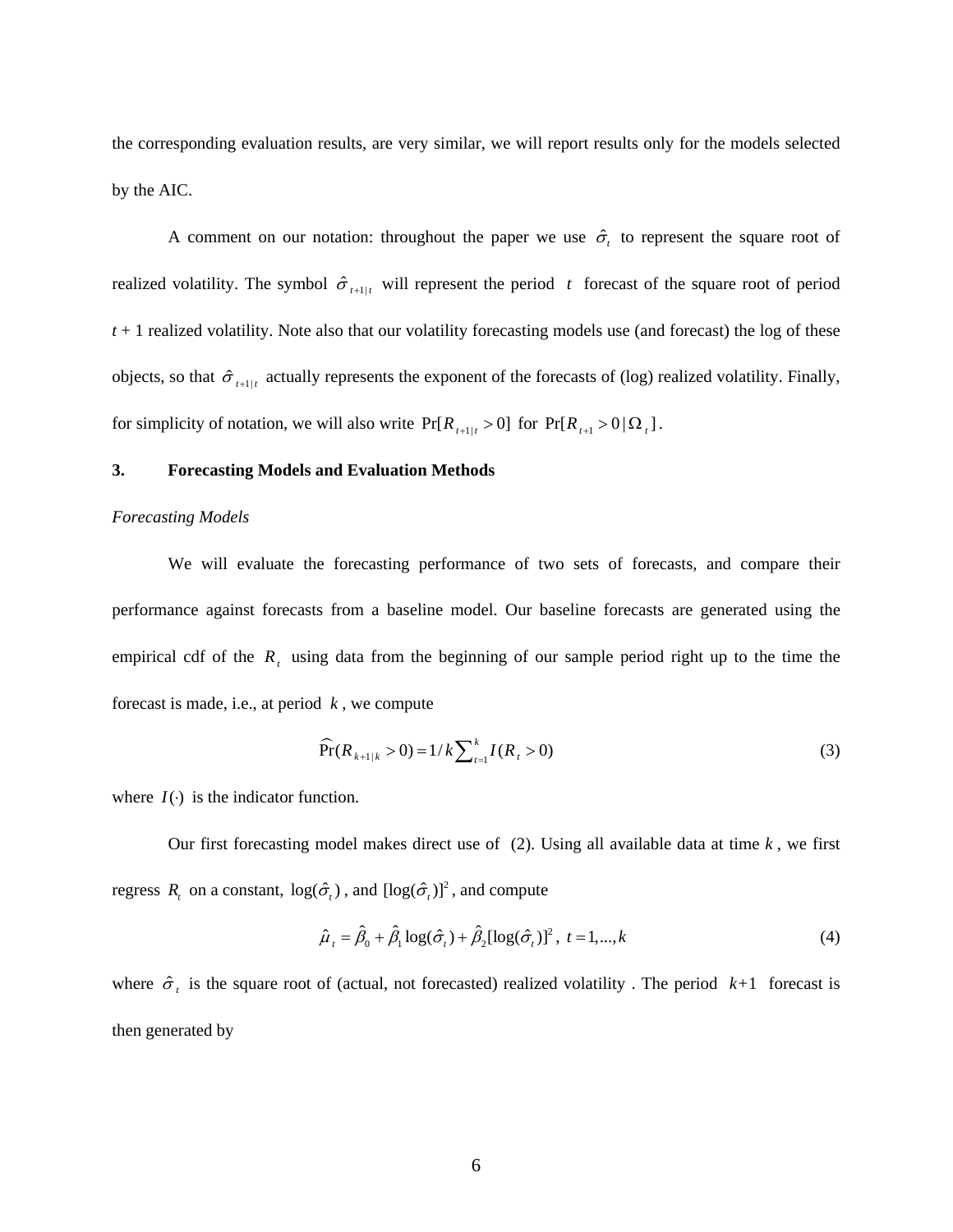the corresponding evaluation results, are very similar, we will report results only for the models selected by the AIC.

A comment on our notation: throughout the paper we use $\hat{\sigma}_t$ to represent the square root of realized volatility. The symbol $\hat{\sigma}_{t+1|t}$ will represent the period $t$ forecast of the square root of period $t + 1$ realized volatility. Note also that our volatility forecasting models use (and forecast) the log of these objects, so that $\hat{\sigma}_{t+1|t}$ actually represents the exponent of the forecasts of (log) realized volatility. Finally, for simplicity of notation, we will also write $\Pr[R_{t+1|t} > 0]$ for $\Pr[R_{t+1} > 0 \,|\, \Omega_t]$.

## 3. Forecasting Models and Evaluation Methods

*Forecasting Models*

We will evaluate the forecasting performance of two sets of forecasts, and compare their performance against forecasts from a baseline model. Our baseline forecasts are generated using the empirical cdf of the $R_t$ using data from the beginning of our sample period right up to the time the forecast is made, i.e., at period $k$, we compute

$$\widehat{\Pr}(R_{k+1|k} > 0) = 1/k \sum\nolimits_{t=1}^{k} I(R_t > 0) \tag{3}$$

where $I(\cdot)$ is the indicator function.

Our first forecasting model makes direct use of (2). Using all available data at time $k$, we first regress $R_t$ on a constant, $\log(\hat{\sigma}_t)$, and $[\log(\hat{\sigma}_t)]^2$, and compute

$$\hat{\mu}_t = \hat{\beta}_0 + \hat{\beta}_1 \log(\hat{\sigma}_t) + \hat{\beta}_2 [\log(\hat{\sigma}_t)]^2, \; t = 1,...,k \tag{4}$$

where $\hat{\sigma}_t$ is the square root of (actual, not forecasted) realized volatility . The period $k$+1 forecast is then generated by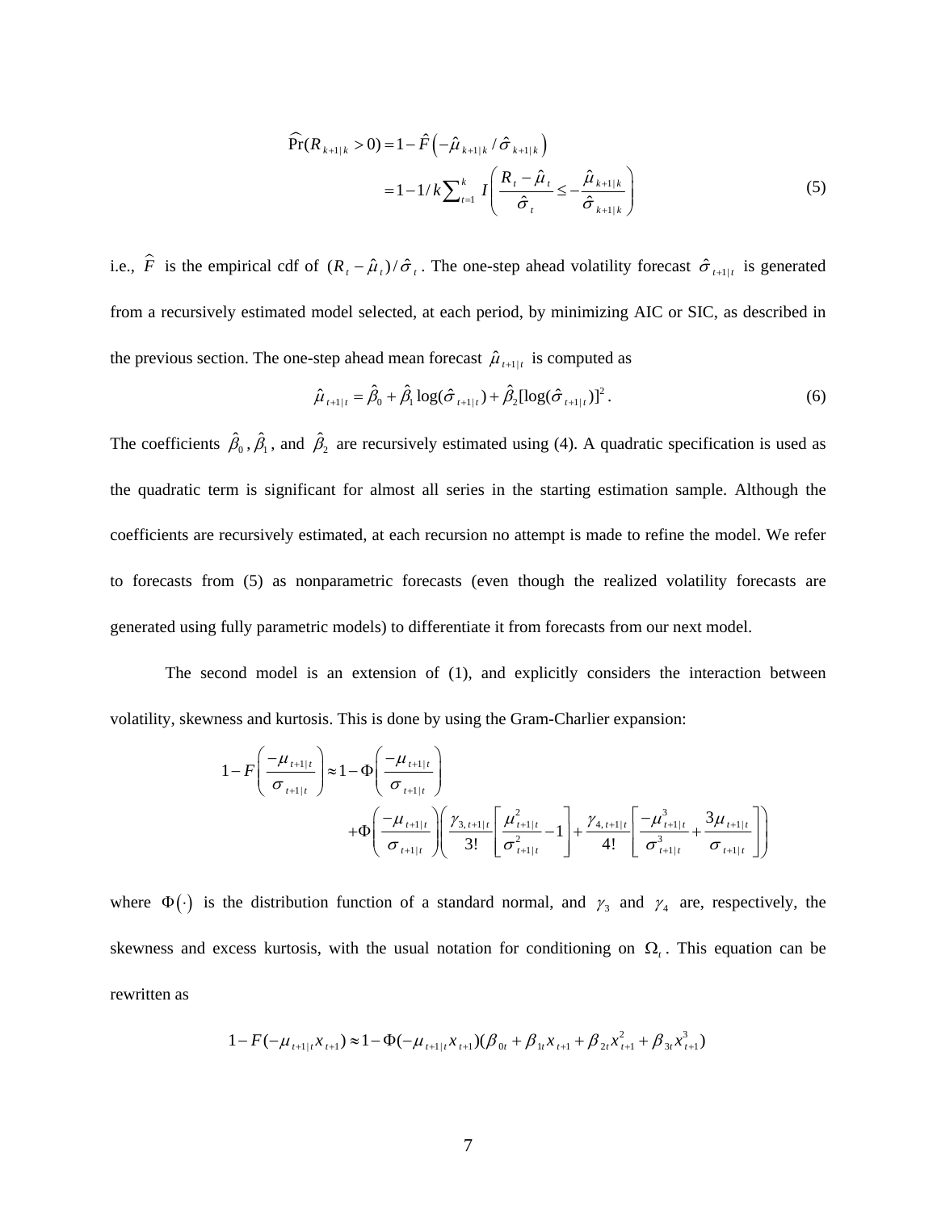$$\widehat{\Pr}(R_{k+1|k} > 0) = 1 - \hat{F}\left(-\hat{\mu}_{k+1|k} / \hat{\sigma}_{k+1|k}\right)$$
$$= 1 - 1/k \sum_{t=1}^{k} I\left(\frac{R_t - \hat{\mu}_t}{\hat{\sigma}_t} \leq -\frac{\hat{\mu}_{k+1|k}}{\hat{\sigma}_{k+1|k}}\right) \tag{5}$$

i.e., $\widehat{F}$ is the empirical cdf of $(R_t - \hat{\mu}_t)/\hat{\sigma}_t$. The one-step ahead volatility forecast $\hat{\sigma}_{t+1|t}$ is generated from a recursively estimated model selected, at each period, by minimizing AIC or SIC, as described in the previous section. The one-step ahead mean forecast $\hat{\mu}_{t+1|t}$ is computed as

$$\hat{\mu}_{t+1|t} = \hat{\beta}_0 + \hat{\beta}_1 \log(\hat{\sigma}_{t+1|t}) + \hat{\beta}_2 [\log(\hat{\sigma}_{t+1|t})]^2. \tag{6}$$

The coefficients $\hat{\beta}_0$, $\hat{\beta}_1$, and $\hat{\beta}_2$ are recursively estimated using (4). A quadratic specification is used as the quadratic term is significant for almost all series in the starting estimation sample. Although the coefficients are recursively estimated, at each recursion no attempt is made to refine the model. We refer to forecasts from (5) as nonparametric forecasts (even though the realized volatility forecasts are generated using fully parametric models) to differentiate it from forecasts from our next model.

The second model is an extension of (1), and explicitly considers the interaction between volatility, skewness and kurtosis. This is done by using the Gram-Charlier expansion:

$$1 - F\left(\frac{-\mu_{t+1|t}}{\sigma_{t+1|t}}\right) \approx 1 - \Phi\left(\frac{-\mu_{t+1|t}}{\sigma_{t+1|t}}\right)$$
$$+ \Phi\left(\frac{-\mu_{t+1|t}}{\sigma_{t+1|t}}\right)\left(\frac{\gamma_{3,t+1|t}}{3!}\left[\frac{\mu^2_{t+1|t}}{\sigma^2_{t+1|t}} - 1\right] + \frac{\gamma_{4,t+1|t}}{4!}\left[\frac{-\mu^3_{t+1|t}}{\sigma^3_{t+1|t}} + \frac{3\mu_{t+1|t}}{\sigma_{t+1|t}}\right]\right)$$

where $\Phi(\cdot)$ is the distribution function of a standard normal, and $\gamma_3$ and $\gamma_4$ are, respectively, the skewness and excess kurtosis, with the usual notation for conditioning on $\Omega_t$. This equation can be rewritten as

$$1 - F(-\mu_{t+1|t} x_{t+1}) \approx 1 - \Phi(-\mu_{t+1|t} x_{t+1})(\beta_{0t} + \beta_{1t} x_{t+1} + \beta_{2t} x^2_{t+1} + \beta_{3t} x^3_{t+1})$$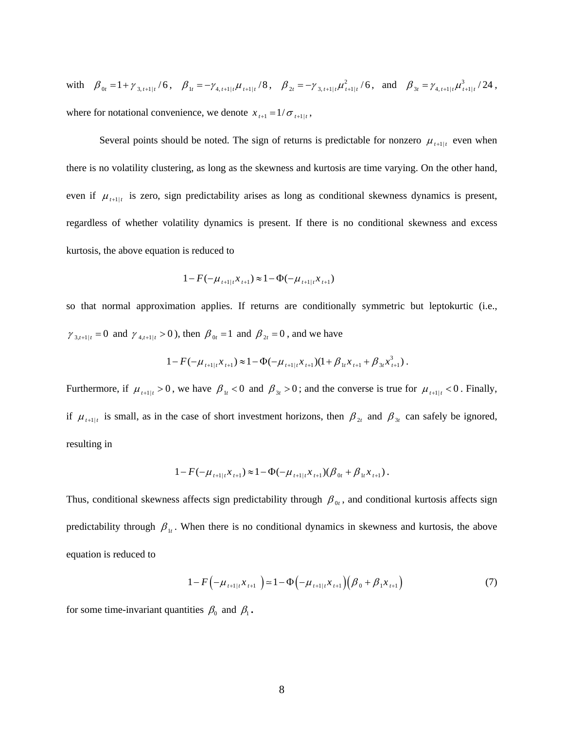with $\beta_{0t} = 1 + \gamma_{3,t+1|t}/6$, $\beta_{1t} = -\gamma_{4,t+1|t}\mu_{t+1|t}/8$, $\beta_{2t} = -\gamma_{3,t+1|t}\mu_{t+1|t}^2/6$, and $\beta_{3t} = \gamma_{4,t+1|t}\mu_{t+1|t}^3/24$, where for notational convenience, we denote $x_{t+1} = 1/\sigma_{t+1|t}$,

Several points should be noted. The sign of returns is predictable for nonzero $\mu_{t+1|t}$ even when there is no volatility clustering, as long as the skewness and kurtosis are time varying. On the other hand, even if $\mu_{t+1|t}$ is zero, sign predictability arises as long as conditional skewness dynamics is present, regardless of whether volatility dynamics is present. If there is no conditional skewness and excess kurtosis, the above equation is reduced to

$$1 - F(-\mu_{t+1|t}x_{t+1}) \approx 1 - \Phi(-\mu_{t+1|t}x_{t+1})$$

so that normal approximation applies. If returns are conditionally symmetric but leptokurtic (i.e., $\gamma_{3,t+1|t} = 0$ and $\gamma_{4,t+1|t} > 0$), then $\beta_{0t} = 1$ and $\beta_{2t} = 0$, and we have

$$1 - F(-\mu_{t+1|t}x_{t+1}) \approx 1 - \Phi(-\mu_{t+1|t}x_{t+1})(1 + \beta_{1t}x_{t+1} + \beta_{3t}x_{t+1}^3).$$

Furthermore, if $\mu_{t+1|t} > 0$, we have $\beta_{1t} < 0$ and $\beta_{3t} > 0$; and the converse is true for $\mu_{t+1|t} < 0$. Finally, if $\mu_{t+1|t}$ is small, as in the case of short investment horizons, then $\beta_{2t}$ and $\beta_{3t}$ can safely be ignored, resulting in

$$1 - F(-\mu_{t+1|t}x_{t+1}) \approx 1 - \Phi(-\mu_{t+1|t}x_{t+1})(\beta_{0t} + \beta_{1t}x_{t+1}).$$

Thus, conditional skewness affects sign predictability through $\beta_{0t}$, and conditional kurtosis affects sign predictability through $\beta_{1t}$. When there is no conditional dynamics in skewness and kurtosis, the above equation is reduced to

$$1 - F\left(-\mu_{t+1|t}x_{t+1}\right) \simeq 1 - \Phi\left(-\mu_{t+1|t}x_{t+1}\right)\left(\beta_0 + \beta_1 x_{t+1}\right) \tag{7}$$

for some time-invariant quantities $\beta_0$ and $\beta_1$.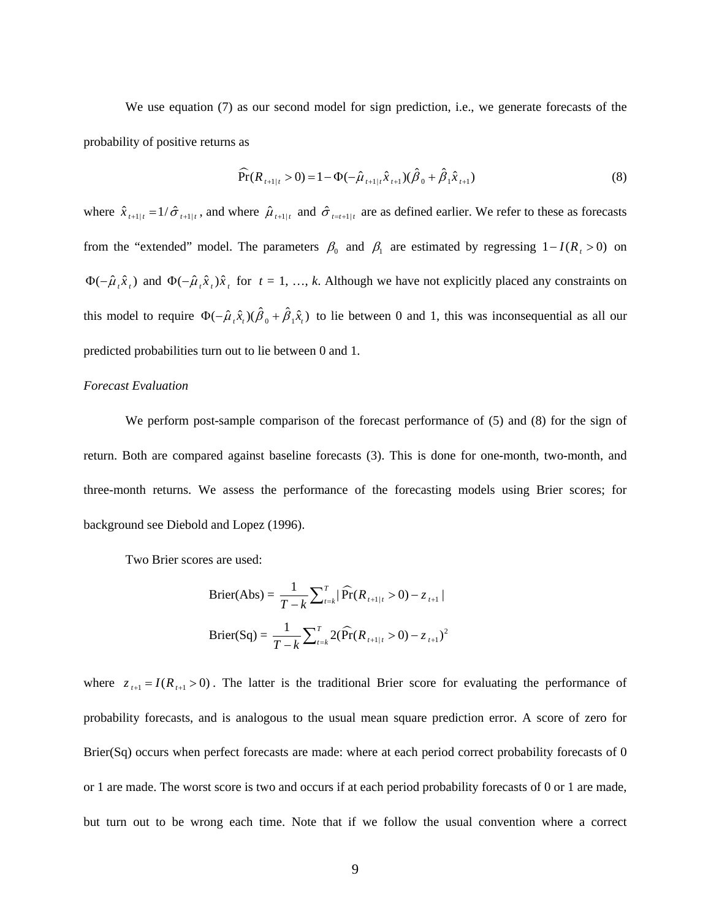We use equation (7) as our second model for sign prediction, i.e., we generate forecasts of the probability of positive returns as

$$\widehat{\Pr}(R_{t+1|t} > 0) = 1 - \Phi(-\hat{\mu}_{t+1|t}\hat{x}_{t+1})(\hat{\beta}_0 + \hat{\beta}_1 \hat{x}_{t+1}) \tag{8}$$

where $\hat{x}_{t+1|t} = 1/\hat{\sigma}_{t+1|t}$, and where $\hat{\mu}_{t+1|t}$ and $\hat{\sigma}_{t=t+1|t}$ are as defined earlier. We refer to these as forecasts from the "extended" model. The parameters $\beta_0$ and $\beta_1$ are estimated by regressing $1 - I(R_t > 0)$ on $\Phi(-\hat{\mu}_t \hat{x}_t)$ and $\Phi(-\hat{\mu}_t \hat{x}_t)\hat{x}_t$ for $t$ = 1, …, $k$. Although we have not explicitly placed any constraints on this model to require $\Phi(-\hat{\mu}_t \hat{x}_t)(\hat{\beta}_0 + \hat{\beta}_1 \hat{x}_t)$ to lie between 0 and 1, this was inconsequential as all our predicted probabilities turn out to lie between 0 and 1.

*Forecast Evaluation*

We perform post-sample comparison of the forecast performance of (5) and (8) for the sign of return. Both are compared against baseline forecasts (3). This is done for one-month, two-month, and three-month returns. We assess the performance of the forecasting models using Brier scores; for background see Diebold and Lopez (1996).

Two Brier scores are used:

$$\text{Brier(Abs)} = \frac{1}{T-k}\sum_{t=k}^{T} |\widehat{\Pr}(R_{t+1|t} > 0) - z_{t+1}|$$

$$\text{Brier(Sq)} = \frac{1}{T-k}\sum_{t=k}^{T} 2(\widehat{\Pr}(R_{t+1|t} > 0) - z_{t+1})^2$$

where $z_{t+1} = I(R_{t+1} > 0)$. The latter is the traditional Brier score for evaluating the performance of probability forecasts, and is analogous to the usual mean square prediction error. A score of zero for Brier(Sq) occurs when perfect forecasts are made: where at each period correct probability forecasts of 0 or 1 are made. The worst score is two and occurs if at each period probability forecasts of 0 or 1 are made, but turn out to be wrong each time. Note that if we follow the usual convention where a correct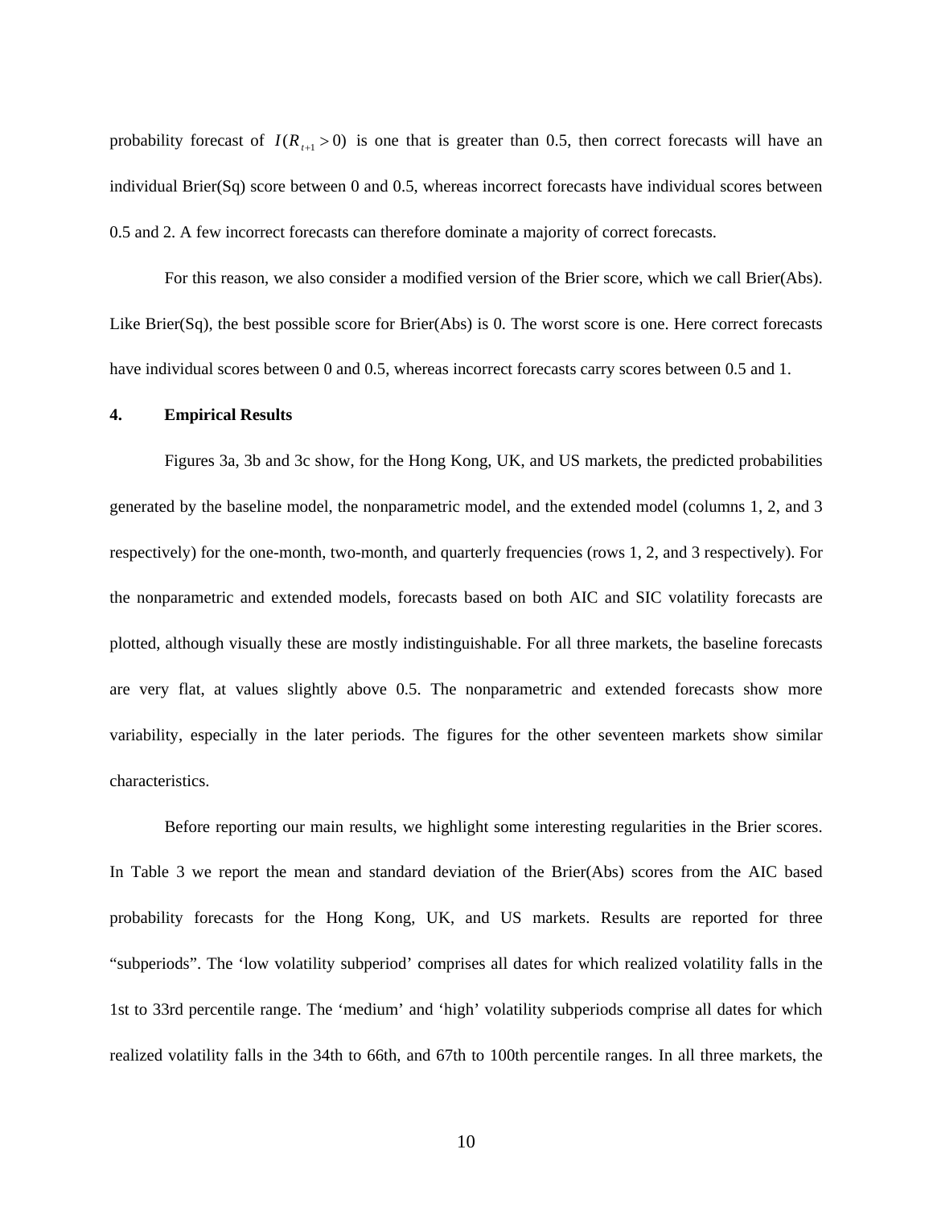probability forecast of $I(R_{t+1} > 0)$ is one that is greater than 0.5, then correct forecasts will have an individual Brier(Sq) score between 0 and 0.5, whereas incorrect forecasts have individual scores between 0.5 and 2. A few incorrect forecasts can therefore dominate a majority of correct forecasts.

For this reason, we also consider a modified version of the Brier score, which we call Brier(Abs). Like Brier(Sq), the best possible score for Brier(Abs) is 0. The worst score is one. Here correct forecasts have individual scores between 0 and 0.5, whereas incorrect forecasts carry scores between 0.5 and 1.

## 4. Empirical Results

Figures 3a, 3b and 3c show, for the Hong Kong, UK, and US markets, the predicted probabilities generated by the baseline model, the nonparametric model, and the extended model (columns 1, 2, and 3 respectively) for the one-month, two-month, and quarterly frequencies (rows 1, 2, and 3 respectively). For the nonparametric and extended models, forecasts based on both AIC and SIC volatility forecasts are plotted, although visually these are mostly indistinguishable. For all three markets, the baseline forecasts are very flat, at values slightly above 0.5. The nonparametric and extended forecasts show more variability, especially in the later periods. The figures for the other seventeen markets show similar characteristics.

Before reporting our main results, we highlight some interesting regularities in the Brier scores. In Table 3 we report the mean and standard deviation of the Brier(Abs) scores from the AIC based probability forecasts for the Hong Kong, UK, and US markets. Results are reported for three "subperiods". The 'low volatility subperiod' comprises all dates for which realized volatility falls in the 1st to 33rd percentile range. The 'medium' and 'high' volatility subperiods comprise all dates for which realized volatility falls in the 34th to 66th, and 67th to 100th percentile ranges. In all three markets, the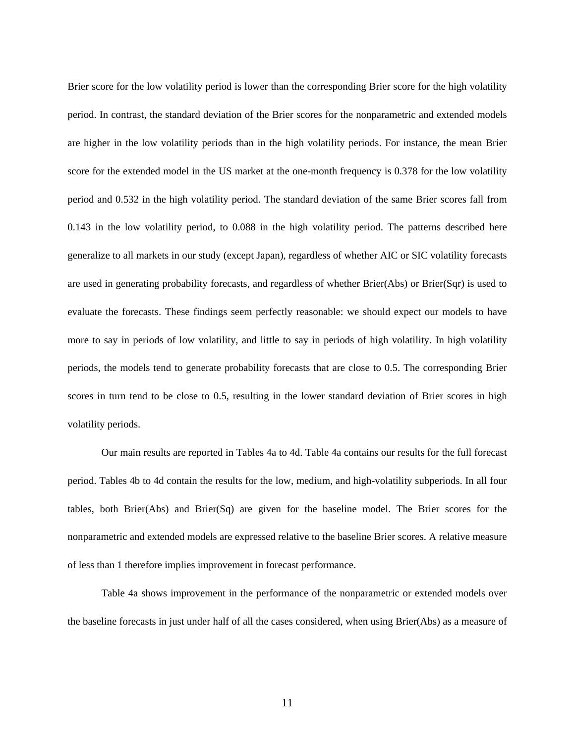Brier score for the low volatility period is lower than the corresponding Brier score for the high volatility period. In contrast, the standard deviation of the Brier scores for the nonparametric and extended models are higher in the low volatility periods than in the high volatility periods. For instance, the mean Brier score for the extended model in the US market at the one-month frequency is 0.378 for the low volatility period and 0.532 in the high volatility period. The standard deviation of the same Brier scores fall from 0.143 in the low volatility period, to 0.088 in the high volatility period. The patterns described here generalize to all markets in our study (except Japan), regardless of whether AIC or SIC volatility forecasts are used in generating probability forecasts, and regardless of whether Brier(Abs) or Brier(Sqr) is used to evaluate the forecasts. These findings seem perfectly reasonable: we should expect our models to have more to say in periods of low volatility, and little to say in periods of high volatility. In high volatility periods, the models tend to generate probability forecasts that are close to 0.5. The corresponding Brier scores in turn tend to be close to 0.5, resulting in the lower standard deviation of Brier scores in high volatility periods.

Our main results are reported in Tables 4a to 4d. Table 4a contains our results for the full forecast period. Tables 4b to 4d contain the results for the low, medium, and high-volatility subperiods. In all four tables, both Brier(Abs) and Brier(Sq) are given for the baseline model. The Brier scores for the nonparametric and extended models are expressed relative to the baseline Brier scores. A relative measure of less than 1 therefore implies improvement in forecast performance.

Table 4a shows improvement in the performance of the nonparametric or extended models over the baseline forecasts in just under half of all the cases considered, when using Brier(Abs) as a measure of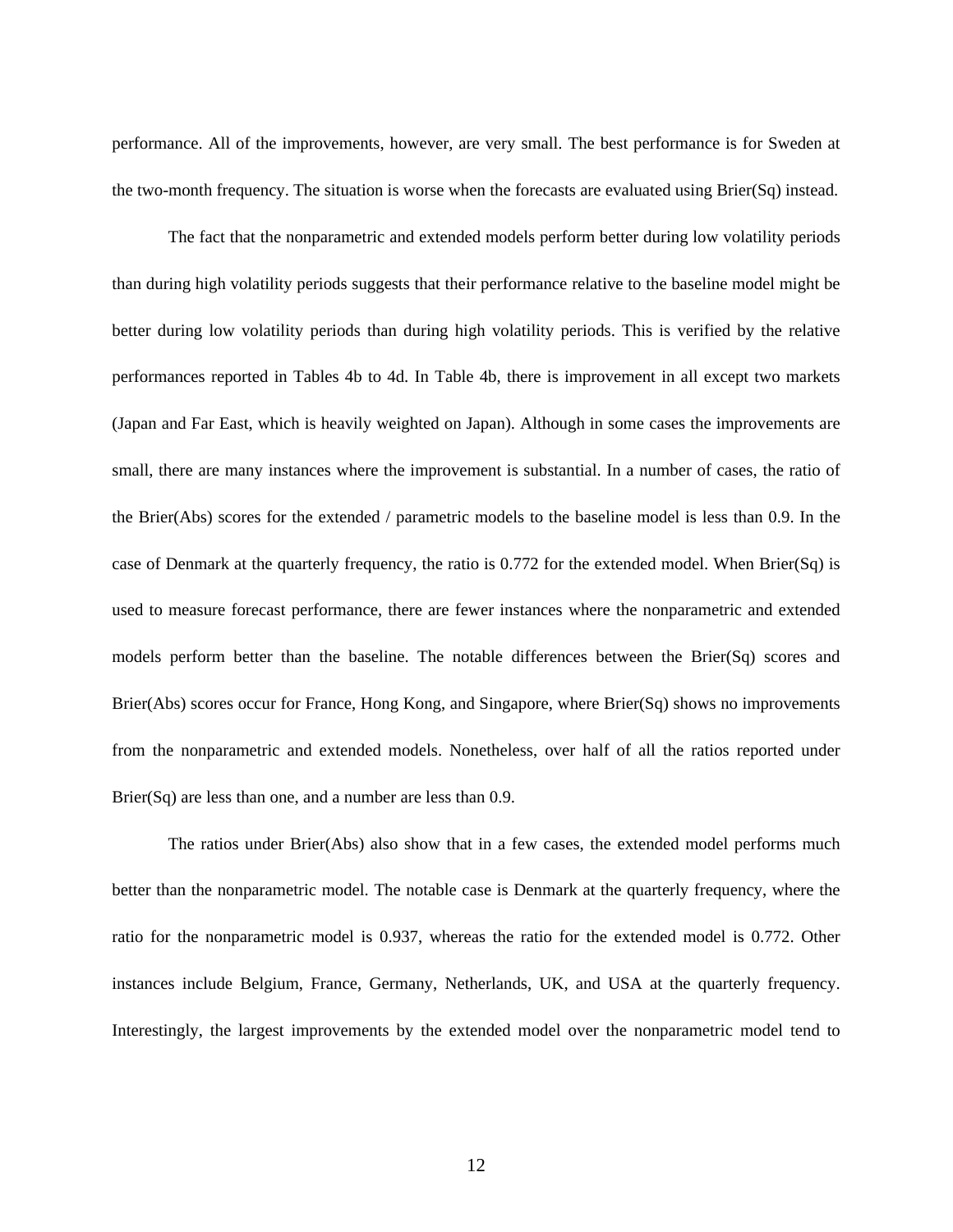performance. All of the improvements, however, are very small. The best performance is for Sweden at the two-month frequency. The situation is worse when the forecasts are evaluated using Brier(Sq) instead.

The fact that the nonparametric and extended models perform better during low volatility periods than during high volatility periods suggests that their performance relative to the baseline model might be better during low volatility periods than during high volatility periods. This is verified by the relative performances reported in Tables 4b to 4d. In Table 4b, there is improvement in all except two markets (Japan and Far East, which is heavily weighted on Japan). Although in some cases the improvements are small, there are many instances where the improvement is substantial. In a number of cases, the ratio of the Brier(Abs) scores for the extended / parametric models to the baseline model is less than 0.9. In the case of Denmark at the quarterly frequency, the ratio is 0.772 for the extended model. When Brier(Sq) is used to measure forecast performance, there are fewer instances where the nonparametric and extended models perform better than the baseline. The notable differences between the Brier(Sq) scores and Brier(Abs) scores occur for France, Hong Kong, and Singapore, where Brier(Sq) shows no improvements from the nonparametric and extended models. Nonetheless, over half of all the ratios reported under Brier(Sq) are less than one, and a number are less than 0.9.

The ratios under Brier(Abs) also show that in a few cases, the extended model performs much better than the nonparametric model. The notable case is Denmark at the quarterly frequency, where the ratio for the nonparametric model is 0.937, whereas the ratio for the extended model is 0.772. Other instances include Belgium, France, Germany, Netherlands, UK, and USA at the quarterly frequency. Interestingly, the largest improvements by the extended model over the nonparametric model tend to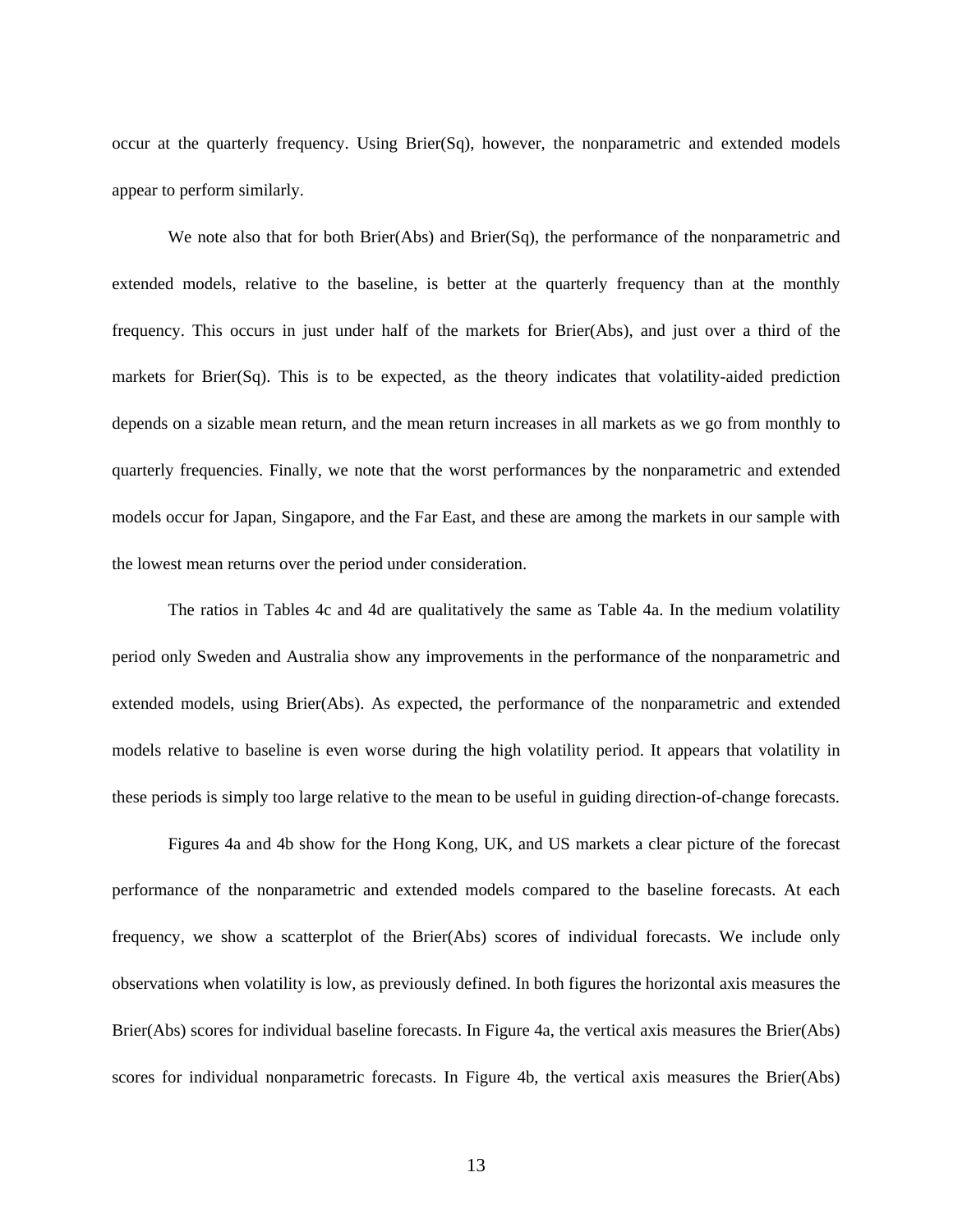occur at the quarterly frequency. Using Brier(Sq), however, the nonparametric and extended models appear to perform similarly.

We note also that for both Brier(Abs) and Brier(Sq), the performance of the nonparametric and extended models, relative to the baseline, is better at the quarterly frequency than at the monthly frequency. This occurs in just under half of the markets for Brier(Abs), and just over a third of the markets for Brier(Sq). This is to be expected, as the theory indicates that volatility-aided prediction depends on a sizable mean return, and the mean return increases in all markets as we go from monthly to quarterly frequencies. Finally, we note that the worst performances by the nonparametric and extended models occur for Japan, Singapore, and the Far East, and these are among the markets in our sample with the lowest mean returns over the period under consideration.

The ratios in Tables 4c and 4d are qualitatively the same as Table 4a. In the medium volatility period only Sweden and Australia show any improvements in the performance of the nonparametric and extended models, using Brier(Abs). As expected, the performance of the nonparametric and extended models relative to baseline is even worse during the high volatility period. It appears that volatility in these periods is simply too large relative to the mean to be useful in guiding direction-of-change forecasts.

Figures 4a and 4b show for the Hong Kong, UK, and US markets a clear picture of the forecast performance of the nonparametric and extended models compared to the baseline forecasts. At each frequency, we show a scatterplot of the Brier(Abs) scores of individual forecasts. We include only observations when volatility is low, as previously defined. In both figures the horizontal axis measures the Brier(Abs) scores for individual baseline forecasts. In Figure 4a, the vertical axis measures the Brier(Abs) scores for individual nonparametric forecasts. In Figure 4b, the vertical axis measures the Brier(Abs)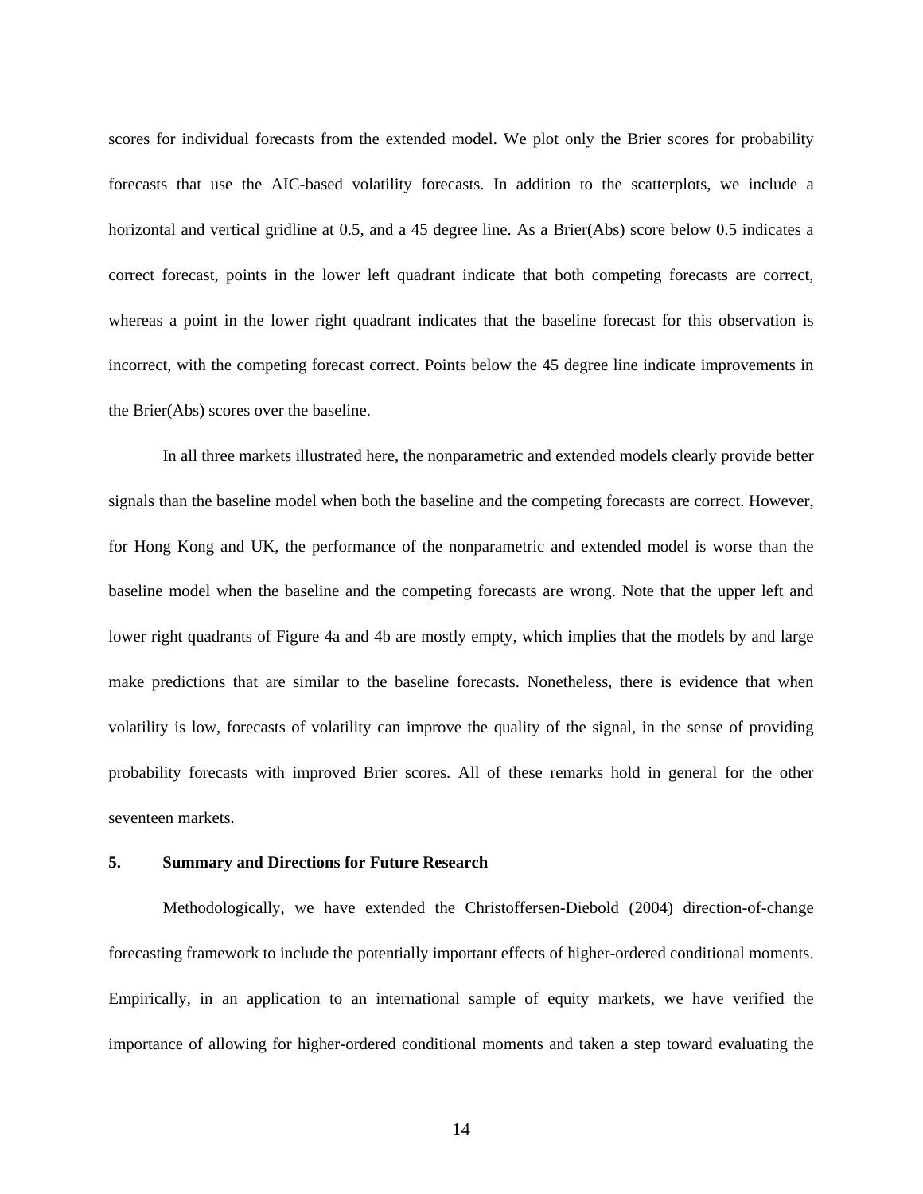scores for individual forecasts from the extended model. We plot only the Brier scores for probability forecasts that use the AIC-based volatility forecasts. In addition to the scatterplots, we include a horizontal and vertical gridline at 0.5, and a 45 degree line. As a Brier(Abs) score below 0.5 indicates a correct forecast, points in the lower left quadrant indicate that both competing forecasts are correct, whereas a point in the lower right quadrant indicates that the baseline forecast for this observation is incorrect, with the competing forecast correct. Points below the 45 degree line indicate improvements in the Brier(Abs) scores over the baseline.

In all three markets illustrated here, the nonparametric and extended models clearly provide better signals than the baseline model when both the baseline and the competing forecasts are correct. However, for Hong Kong and UK, the performance of the nonparametric and extended model is worse than the baseline model when the baseline and the competing forecasts are wrong. Note that the upper left and lower right quadrants of Figure 4a and 4b are mostly empty, which implies that the models by and large make predictions that are similar to the baseline forecasts. Nonetheless, there is evidence that when volatility is low, forecasts of volatility can improve the quality of the signal, in the sense of providing probability forecasts with improved Brier scores. All of these remarks hold in general for the other seventeen markets.

## 5. Summary and Directions for Future Research

Methodologically, we have extended the Christoffersen-Diebold (2004) direction-of-change forecasting framework to include the potentially important effects of higher-ordered conditional moments. Empirically, in an application to an international sample of equity markets, we have verified the importance of allowing for higher-ordered conditional moments and taken a step toward evaluating the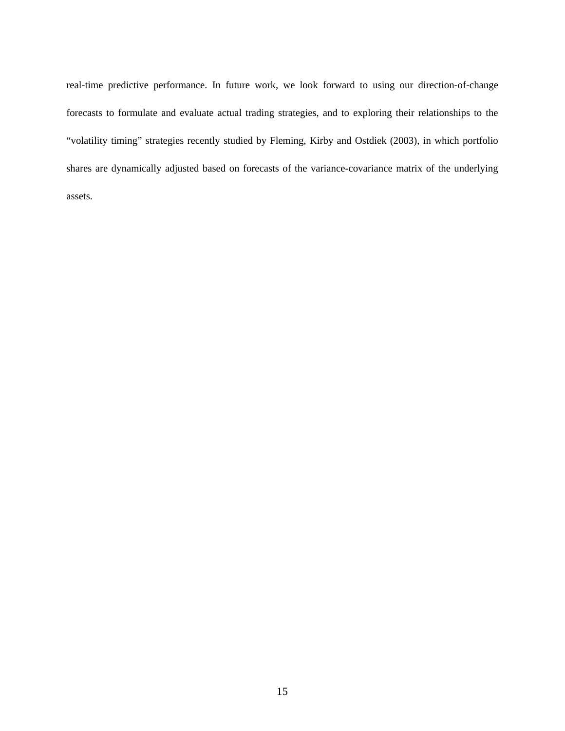real-time predictive performance. In future work, we look forward to using our direction-of-change forecasts to formulate and evaluate actual trading strategies, and to exploring their relationships to the "volatility timing" strategies recently studied by Fleming, Kirby and Ostdiek (2003), in which portfolio shares are dynamically adjusted based on forecasts of the variance-covariance matrix of the underlying assets.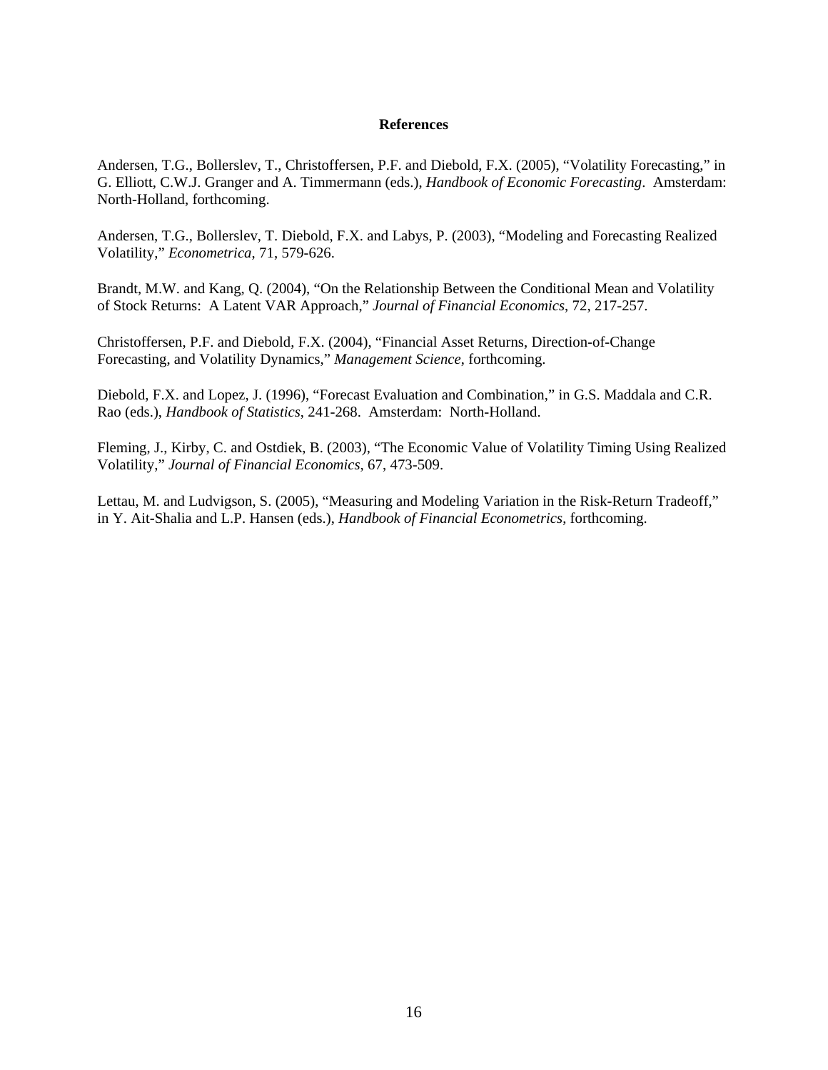# References

Andersen, T.G., Bollerslev, T., Christoffersen, P.F. and Diebold, F.X. (2005), "Volatility Forecasting," in G. Elliott, C.W.J. Granger and A. Timmermann (eds.), *Handbook of Economic Forecasting*. Amsterdam: North-Holland, forthcoming.

Andersen, T.G., Bollerslev, T. Diebold, F.X. and Labys, P. (2003), "Modeling and Forecasting Realized Volatility," *Econometrica*, 71, 579-626.

Brandt, M.W. and Kang, Q. (2004), "On the Relationship Between the Conditional Mean and Volatility of Stock Returns: A Latent VAR Approach," *Journal of Financial Economics*, 72, 217-257.

Christoffersen, P.F. and Diebold, F.X. (2004), "Financial Asset Returns, Direction-of-Change Forecasting, and Volatility Dynamics," *Management Science*, forthcoming.

Diebold, F.X. and Lopez, J. (1996), "Forecast Evaluation and Combination," in G.S. Maddala and C.R. Rao (eds.), *Handbook of Statistics*, 241-268. Amsterdam: North-Holland.

Fleming, J., Kirby, C. and Ostdiek, B. (2003), "The Economic Value of Volatility Timing Using Realized Volatility," *Journal of Financial Economics*, 67, 473-509.

Lettau, M. and Ludvigson, S. (2005), "Measuring and Modeling Variation in the Risk-Return Tradeoff," in Y. Ait-Shalia and L.P. Hansen (eds.), *Handbook of Financial Econometrics*, forthcoming.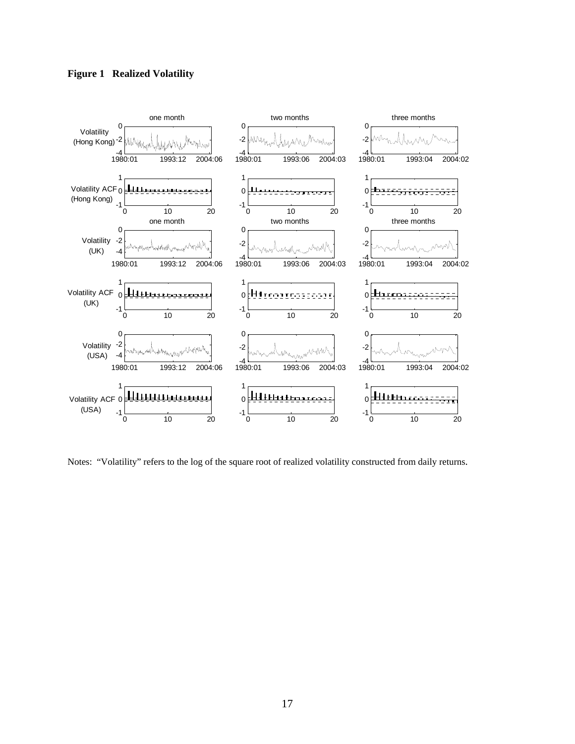**Figure 1 Realized Volatility**

Notes: "Volatility" refers to the log of the square root of realized volatility constructed from daily returns.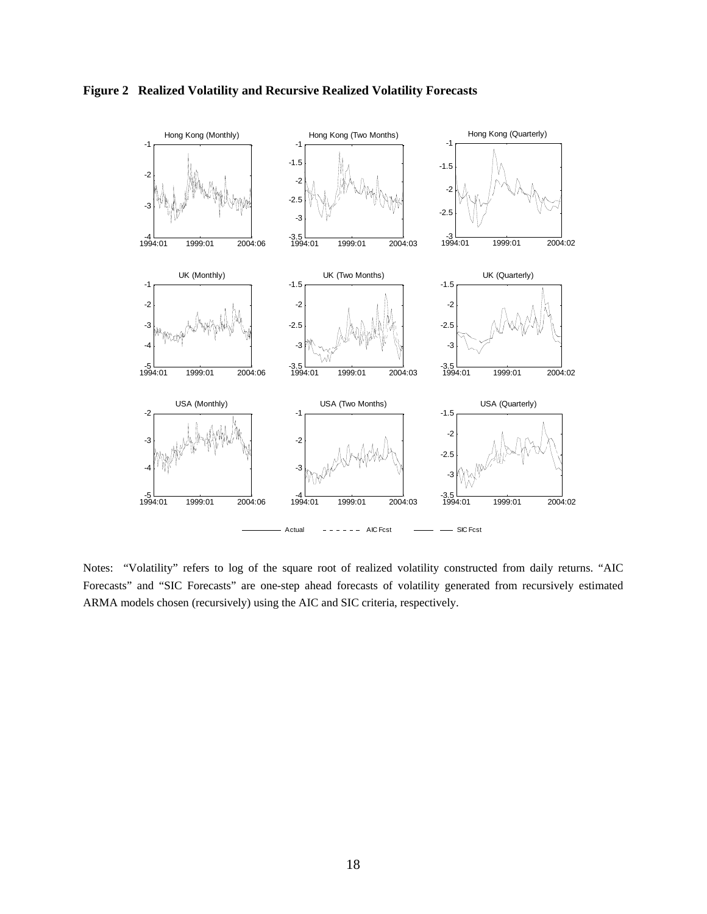**Figure 2 Realized Volatility and Recursive Realized Volatility Forecasts**

Notes: "Volatility" refers to log of the square root of realized volatility constructed from daily returns. "AIC Forecasts" and "SIC Forecasts" are one-step ahead forecasts of volatility generated from recursively estimated ARMA models chosen (recursively) using the AIC and SIC criteria, respectively.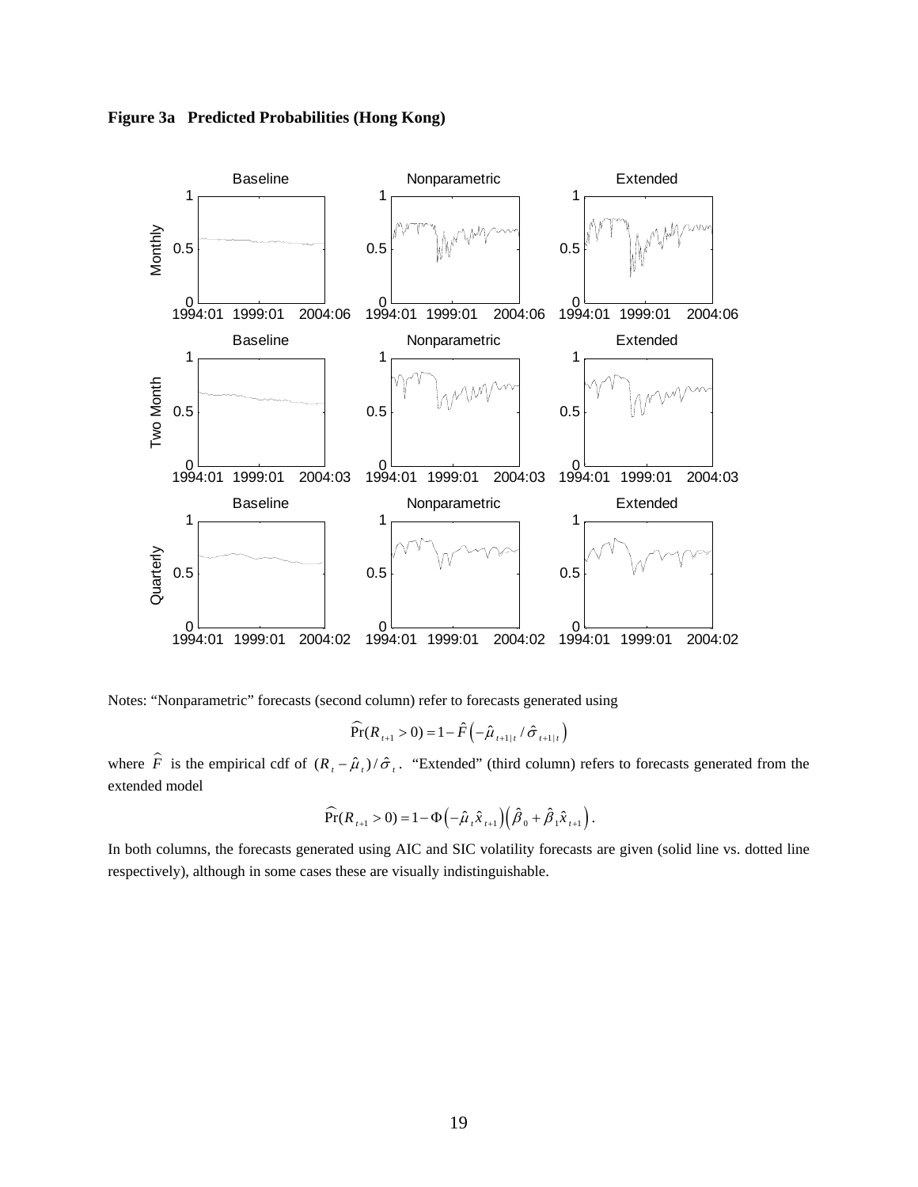**Figure 3a Predicted Probabilities (Hong Kong)**

Notes: "Nonparametric" forecasts (second column) refer to forecasts generated using

$$\widehat{\Pr}(R_{t+1} > 0) = 1 - \hat{F}\left(-\hat{\mu}_{t+1|t} / \hat{\sigma}_{t+1|t}\right)$$

where $\hat{F}$ is the empirical cdf of $(R_t - \hat{\mu}_t)/\hat{\sigma}_t$. "Extended" (third column) refers to forecasts generated from the extended model

$$\widehat{\Pr}(R_{t+1} > 0) = 1 - \Phi\left(-\hat{\mu}_t \hat{x}_{t+1}\right)\left(\hat{\beta}_0 + \hat{\beta}_1 \hat{x}_{t+1}\right).$$

In both columns, the forecasts generated using AIC and SIC volatility forecasts are given (solid line vs. dotted line respectively), although in some cases these are visually indistinguishable.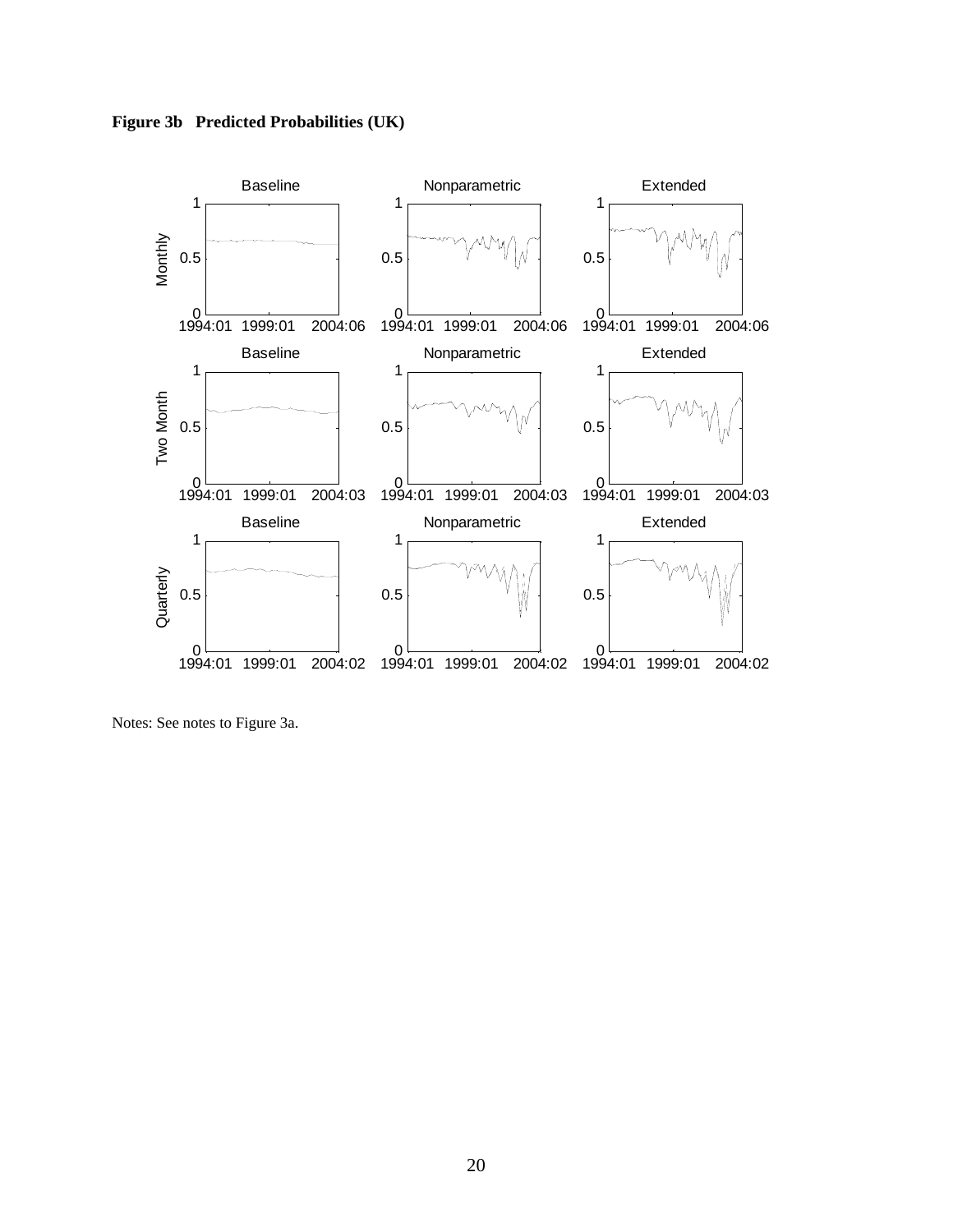**Figure 3b Predicted Probabilities (UK)**

Notes: See notes to Figure 3a.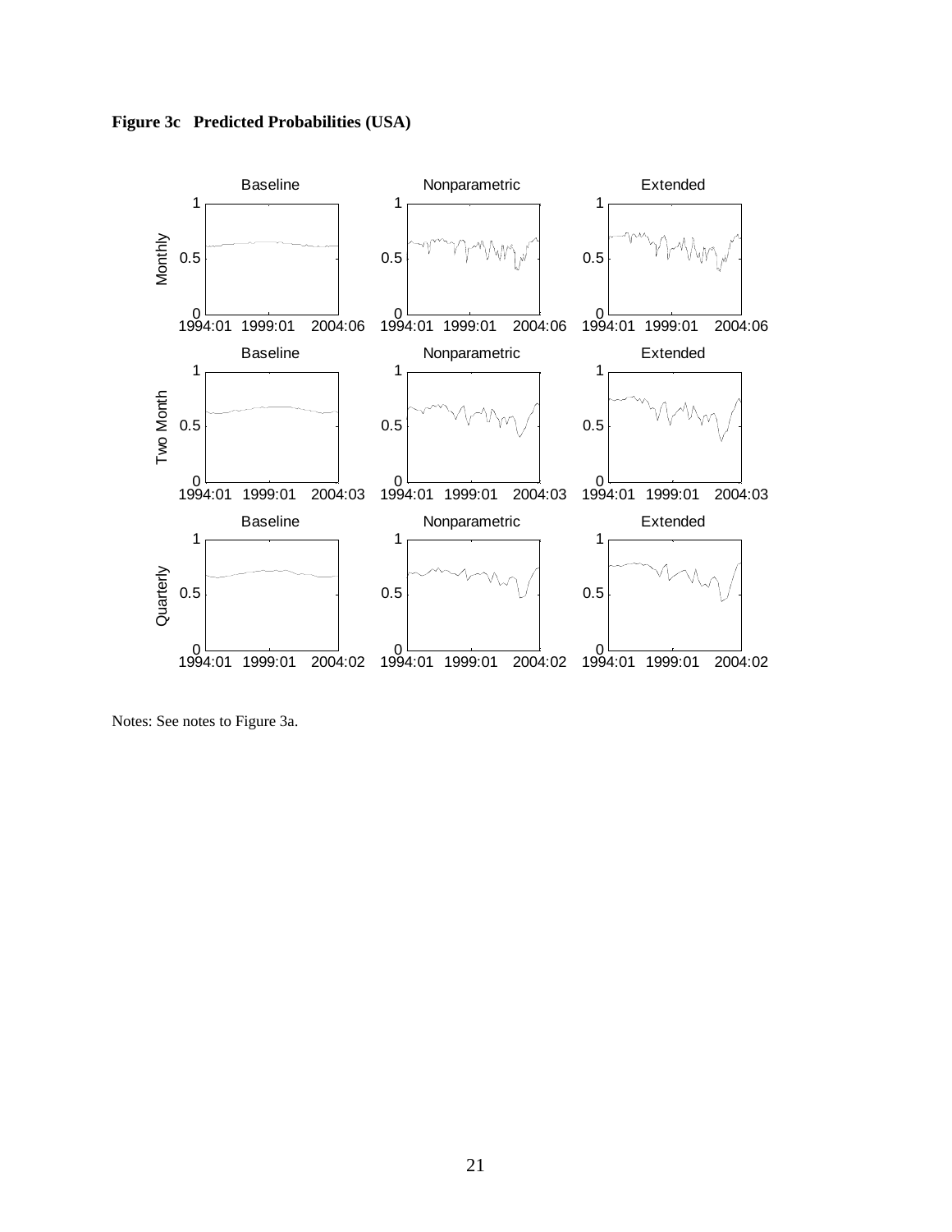**Figure 3c Predicted Probabilities (USA)**

Notes: See notes to Figure 3a.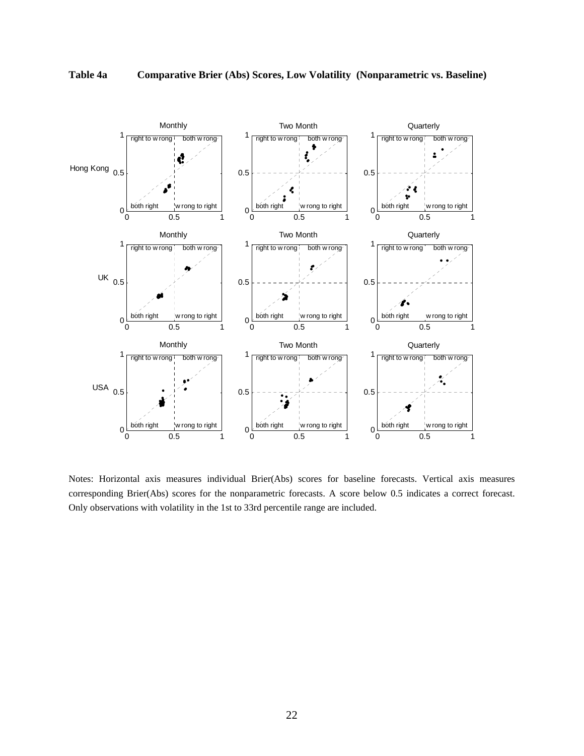**Table 4a Comparative Brier (Abs) Scores, Low Volatility (Nonparametric vs. Baseline)**

Notes: Horizontal axis measures individual Brier(Abs) scores for baseline forecasts. Vertical axis measures corresponding Brier(Abs) scores for the nonparametric forecasts. A score below 0.5 indicates a correct forecast. Only observations with volatility in the 1st to 33rd percentile range are included.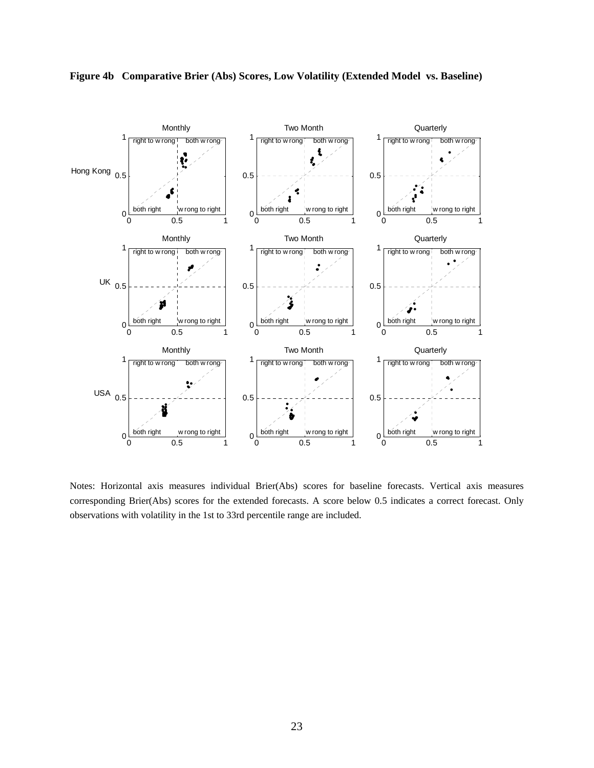**Figure 4b Comparative Brier (Abs) Scores, Low Volatility (Extended Model vs. Baseline)**

Notes: Horizontal axis measures individual Brier(Abs) scores for baseline forecasts. Vertical axis measures corresponding Brier(Abs) scores for the extended forecasts. A score below 0.5 indicates a correct forecast. Only observations with volatility in the 1st to 33rd percentile range are included.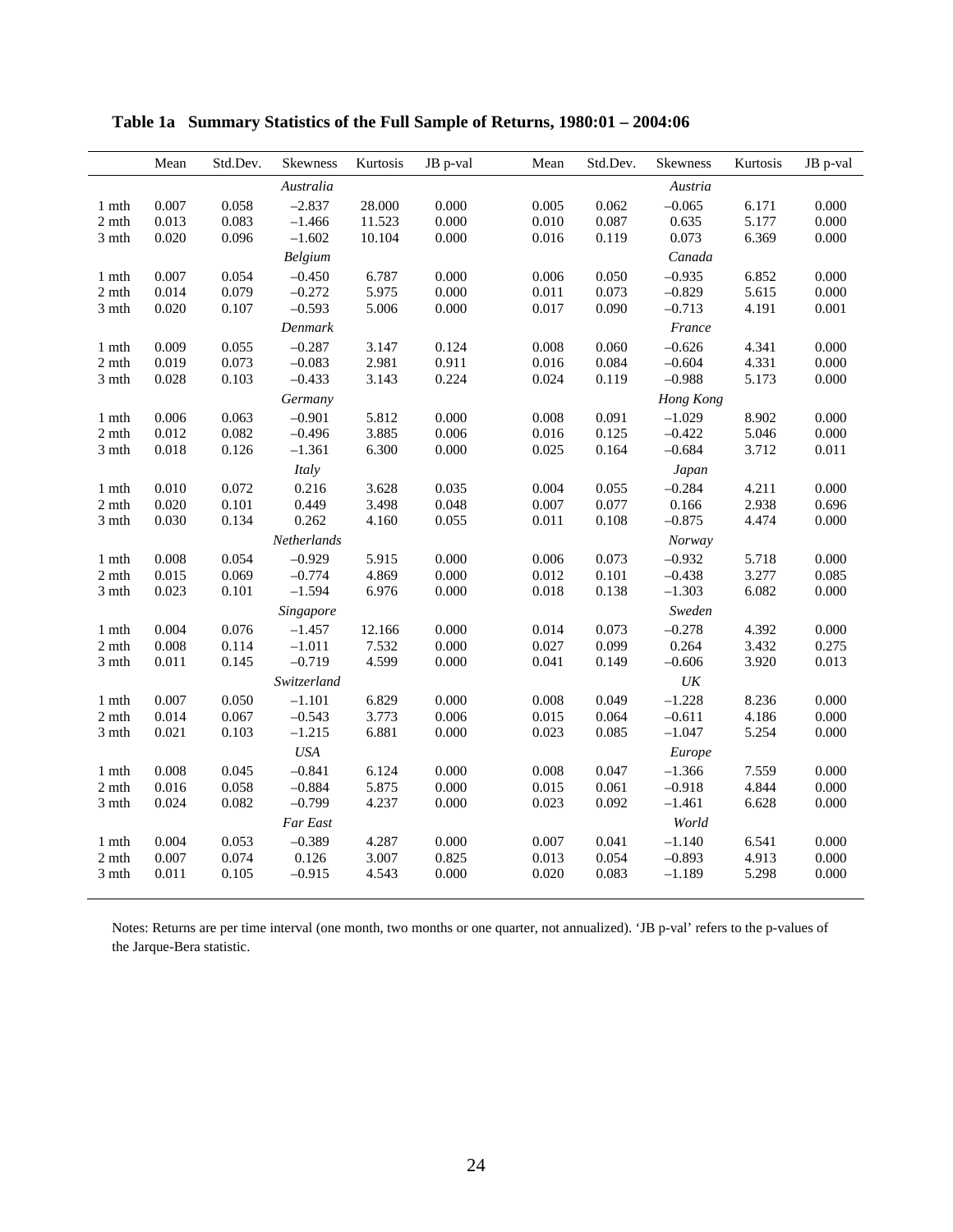**Table 1a Summary Statistics of the Full Sample of Returns, 1980:01 – 2004:06**

| | Mean | Std.Dev. | Skewness | Kurtosis | JB p-val | Mean | Std.Dev. | Skewness | Kurtosis | JB p-val |
|---|---|---|---|---|---|---|---|---|---|---|
| | | | *Australia* | | | | | *Austria* | | |
| 1 mth | 0.007 | 0.058 | –2.837 | 28.000 | 0.000 | 0.005 | 0.062 | –0.065 | 6.171 | 0.000 |
| 2 mth | 0.013 | 0.083 | –1.466 | 11.523 | 0.000 | 0.010 | 0.087 | 0.635 | 5.177 | 0.000 |
| 3 mth | 0.020 | 0.096 | –1.602 | 10.104 | 0.000 | 0.016 | 0.119 | 0.073 | 6.369 | 0.000 |
| | | | *Belgium* | | | | | *Canada* | | |
| 1 mth | 0.007 | 0.054 | –0.450 | 6.787 | 0.000 | 0.006 | 0.050 | –0.935 | 6.852 | 0.000 |
| 2 mth | 0.014 | 0.079 | –0.272 | 5.975 | 0.000 | 0.011 | 0.073 | –0.829 | 5.615 | 0.000 |
| 3 mth | 0.020 | 0.107 | –0.593 | 5.006 | 0.000 | 0.017 | 0.090 | –0.713 | 4.191 | 0.001 |
| | | | *Denmark* | | | | | *France* | | |
| 1 mth | 0.009 | 0.055 | –0.287 | 3.147 | 0.124 | 0.008 | 0.060 | –0.626 | 4.341 | 0.000 |
| 2 mth | 0.019 | 0.073 | –0.083 | 2.981 | 0.911 | 0.016 | 0.084 | –0.604 | 4.331 | 0.000 |
| 3 mth | 0.028 | 0.103 | –0.433 | 3.143 | 0.224 | 0.024 | 0.119 | –0.988 | 5.173 | 0.000 |
| | | | *Germany* | | | | | *Hong Kong* | | |
| 1 mth | 0.006 | 0.063 | –0.901 | 5.812 | 0.000 | 0.008 | 0.091 | –1.029 | 8.902 | 0.000 |
| 2 mth | 0.012 | 0.082 | –0.496 | 3.885 | 0.006 | 0.016 | 0.125 | –0.422 | 5.046 | 0.000 |
| 3 mth | 0.018 | 0.126 | –1.361 | 6.300 | 0.000 | 0.025 | 0.164 | –0.684 | 3.712 | 0.011 |
| | | | *Italy* | | | | | *Japan* | | |
| 1 mth | 0.010 | 0.072 | 0.216 | 3.628 | 0.035 | 0.004 | 0.055 | –0.284 | 4.211 | 0.000 |
| 2 mth | 0.020 | 0.101 | 0.449 | 3.498 | 0.048 | 0.007 | 0.077 | 0.166 | 2.938 | 0.696 |
| 3 mth | 0.030 | 0.134 | 0.262 | 4.160 | 0.055 | 0.011 | 0.108 | –0.875 | 4.474 | 0.000 |
| | | | *Netherlands* | | | | | *Norway* | | |
| 1 mth | 0.008 | 0.054 | –0.929 | 5.915 | 0.000 | 0.006 | 0.073 | –0.932 | 5.718 | 0.000 |
| 2 mth | 0.015 | 0.069 | –0.774 | 4.869 | 0.000 | 0.012 | 0.101 | –0.438 | 3.277 | 0.085 |
| 3 mth | 0.023 | 0.101 | –1.594 | 6.976 | 0.000 | 0.018 | 0.138 | –1.303 | 6.082 | 0.000 |
| | | | *Singapore* | | | | | *Sweden* | | |
| 1 mth | 0.004 | 0.076 | –1.457 | 12.166 | 0.000 | 0.014 | 0.073 | –0.278 | 4.392 | 0.000 |
| 2 mth | 0.008 | 0.114 | –1.011 | 7.532 | 0.000 | 0.027 | 0.099 | 0.264 | 3.432 | 0.275 |
| 3 mth | 0.011 | 0.145 | –0.719 | 4.599 | 0.000 | 0.041 | 0.149 | –0.606 | 3.920 | 0.013 |
| | | | *Switzerland* | | | | | *UK* | | |
| 1 mth | 0.007 | 0.050 | –1.101 | 6.829 | 0.000 | 0.008 | 0.049 | –1.228 | 8.236 | 0.000 |
| 2 mth | 0.014 | 0.067 | –0.543 | 3.773 | 0.006 | 0.015 | 0.064 | –0.611 | 4.186 | 0.000 |
| 3 mth | 0.021 | 0.103 | –1.215 | 6.881 | 0.000 | 0.023 | 0.085 | –1.047 | 5.254 | 0.000 |
| | | | *USA* | | | | | *Europe* | | |
| 1 mth | 0.008 | 0.045 | –0.841 | 6.124 | 0.000 | 0.008 | 0.047 | –1.366 | 7.559 | 0.000 |
| 2 mth | 0.016 | 0.058 | –0.884 | 5.875 | 0.000 | 0.015 | 0.061 | –0.918 | 4.844 | 0.000 |
| 3 mth | 0.024 | 0.082 | –0.799 | 4.237 | 0.000 | 0.023 | 0.092 | –1.461 | 6.628 | 0.000 |
| | | | *Far East* | | | | | *World* | | |
| 1 mth | 0.004 | 0.053 | –0.389 | 4.287 | 0.000 | 0.007 | 0.041 | –1.140 | 6.541 | 0.000 |
| 2 mth | 0.007 | 0.074 | 0.126 | 3.007 | 0.825 | 0.013 | 0.054 | –0.893 | 4.913 | 0.000 |
| 3 mth | 0.011 | 0.105 | –0.915 | 4.543 | 0.000 | 0.020 | 0.083 | –1.189 | 5.298 | 0.000 |

Notes: Returns are per time interval (one month, two months or one quarter, not annualized). 'JB p-val' refers to the p-values of the Jarque-Bera statistic.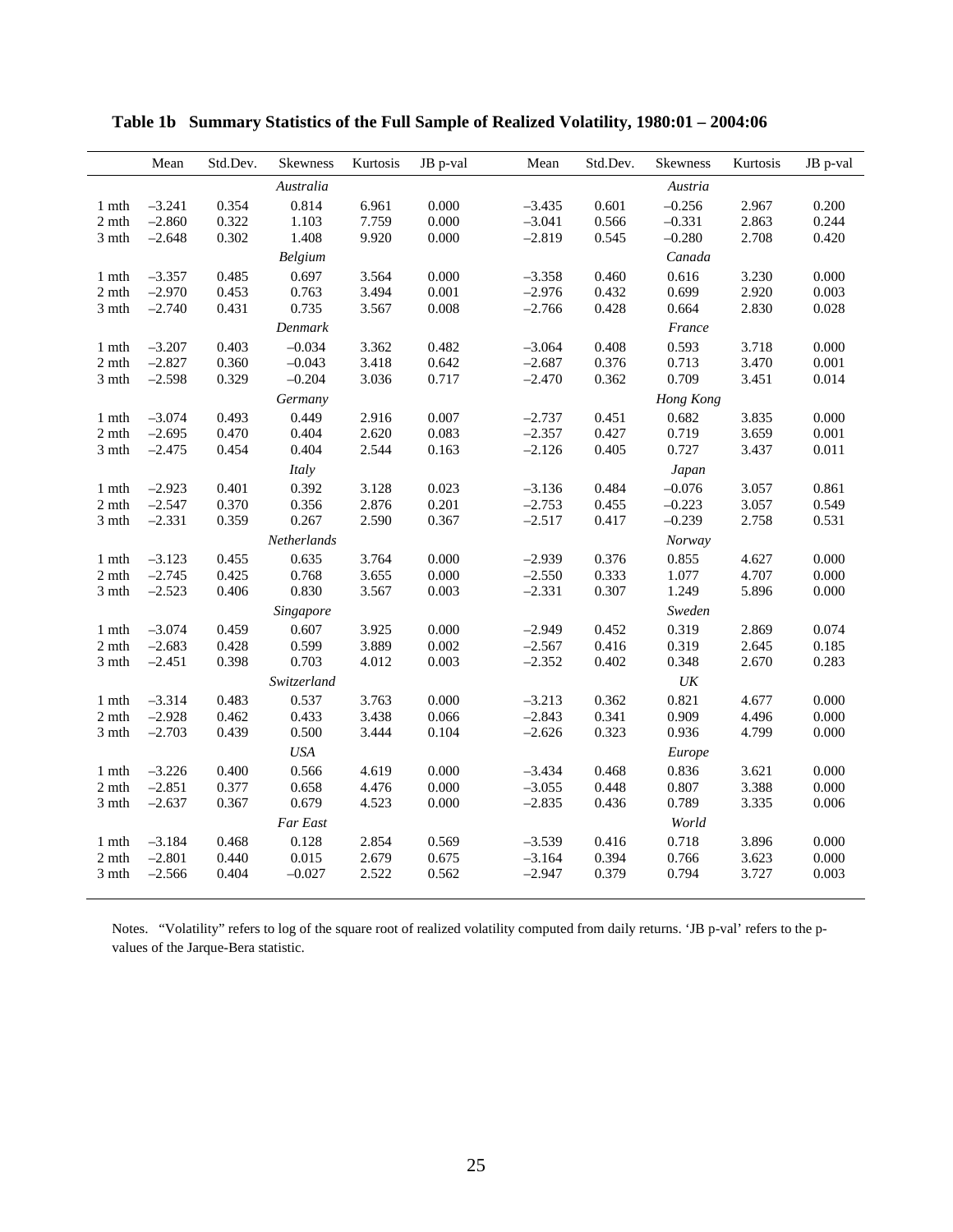**Table 1b Summary Statistics of the Full Sample of Realized Volatility, 1980:01 – 2004:06**

| | Mean | Std.Dev. | Skewness | Kurtosis | JB p-val | Mean | Std.Dev. | Skewness | Kurtosis | JB p-val |
|---|---|---|---|---|---|---|---|---|---|---|
| | | | *Australia* | | | | | *Austria* | | |
| 1 mth | –3.241 | 0.354 | 0.814 | 6.961 | 0.000 | –3.435 | 0.601 | –0.256 | 2.967 | 0.200 |
| 2 mth | –2.860 | 0.322 | 1.103 | 7.759 | 0.000 | –3.041 | 0.566 | –0.331 | 2.863 | 0.244 |
| 3 mth | –2.648 | 0.302 | 1.408 | 9.920 | 0.000 | –2.819 | 0.545 | –0.280 | 2.708 | 0.420 |
| | | | *Belgium* | | | | | *Canada* | | |
| 1 mth | –3.357 | 0.485 | 0.697 | 3.564 | 0.000 | –3.358 | 0.460 | 0.616 | 3.230 | 0.000 |
| 2 mth | –2.970 | 0.453 | 0.763 | 3.494 | 0.001 | –2.976 | 0.432 | 0.699 | 2.920 | 0.003 |
| 3 mth | –2.740 | 0.431 | 0.735 | 3.567 | 0.008 | –2.766 | 0.428 | 0.664 | 2.830 | 0.028 |
| | | | *Denmark* | | | | | *France* | | |
| 1 mth | –3.207 | 0.403 | –0.034 | 3.362 | 0.482 | –3.064 | 0.408 | 0.593 | 3.718 | 0.000 |
| 2 mth | –2.827 | 0.360 | –0.043 | 3.418 | 0.642 | –2.687 | 0.376 | 0.713 | 3.470 | 0.001 |
| 3 mth | –2.598 | 0.329 | –0.204 | 3.036 | 0.717 | –2.470 | 0.362 | 0.709 | 3.451 | 0.014 |
| | | | *Germany* | | | | | *Hong Kong* | | |
| 1 mth | –3.074 | 0.493 | 0.449 | 2.916 | 0.007 | –2.737 | 0.451 | 0.682 | 3.835 | 0.000 |
| 2 mth | –2.695 | 0.470 | 0.404 | 2.620 | 0.083 | –2.357 | 0.427 | 0.719 | 3.659 | 0.001 |
| 3 mth | –2.475 | 0.454 | 0.404 | 2.544 | 0.163 | –2.126 | 0.405 | 0.727 | 3.437 | 0.011 |
| | | | *Italy* | | | | | *Japan* | | |
| 1 mth | –2.923 | 0.401 | 0.392 | 3.128 | 0.023 | –3.136 | 0.484 | –0.076 | 3.057 | 0.861 |
| 2 mth | –2.547 | 0.370 | 0.356 | 2.876 | 0.201 | –2.753 | 0.455 | –0.223 | 3.057 | 0.549 |
| 3 mth | –2.331 | 0.359 | 0.267 | 2.590 | 0.367 | –2.517 | 0.417 | –0.239 | 2.758 | 0.531 |
| | | | *Netherlands* | | | | | *Norway* | | |
| 1 mth | –3.123 | 0.455 | 0.635 | 3.764 | 0.000 | –2.939 | 0.376 | 0.855 | 4.627 | 0.000 |
| 2 mth | –2.745 | 0.425 | 0.768 | 3.655 | 0.000 | –2.550 | 0.333 | 1.077 | 4.707 | 0.000 |
| 3 mth | –2.523 | 0.406 | 0.830 | 3.567 | 0.003 | –2.331 | 0.307 | 1.249 | 5.896 | 0.000 |
| | | | *Singapore* | | | | | *Sweden* | | |
| 1 mth | –3.074 | 0.459 | 0.607 | 3.925 | 0.000 | –2.949 | 0.452 | 0.319 | 2.869 | 0.074 |
| 2 mth | –2.683 | 0.428 | 0.599 | 3.889 | 0.002 | –2.567 | 0.416 | 0.319 | 2.645 | 0.185 |
| 3 mth | –2.451 | 0.398 | 0.703 | 4.012 | 0.003 | –2.352 | 0.402 | 0.348 | 2.670 | 0.283 |
| | | | *Switzerland* | | | | | *UK* | | |
| 1 mth | –3.314 | 0.483 | 0.537 | 3.763 | 0.000 | –3.213 | 0.362 | 0.821 | 4.677 | 0.000 |
| 2 mth | –2.928 | 0.462 | 0.433 | 3.438 | 0.066 | –2.843 | 0.341 | 0.909 | 4.496 | 0.000 |
| 3 mth | –2.703 | 0.439 | 0.500 | 3.444 | 0.104 | –2.626 | 0.323 | 0.936 | 4.799 | 0.000 |
| | | | *USA* | | | | | *Europe* | | |
| 1 mth | –3.226 | 0.400 | 0.566 | 4.619 | 0.000 | –3.434 | 0.468 | 0.836 | 3.621 | 0.000 |
| 2 mth | –2.851 | 0.377 | 0.658 | 4.476 | 0.000 | –3.055 | 0.448 | 0.807 | 3.388 | 0.000 |
| 3 mth | –2.637 | 0.367 | 0.679 | 4.523 | 0.000 | –2.835 | 0.436 | 0.789 | 3.335 | 0.006 |
| | | | *Far East* | | | | | *World* | | |
| 1 mth | –3.184 | 0.468 | 0.128 | 2.854 | 0.569 | –3.539 | 0.416 | 0.718 | 3.896 | 0.000 |
| 2 mth | –2.801 | 0.440 | 0.015 | 2.679 | 0.675 | –3.164 | 0.394 | 0.766 | 3.623 | 0.000 |
| 3 mth | –2.566 | 0.404 | –0.027 | 2.522 | 0.562 | –2.947 | 0.379 | 0.794 | 3.727 | 0.003 |

Notes. "Volatility" refers to log of the square root of realized volatility computed from daily returns. 'JB p-val' refers to the p-values of the Jarque-Bera statistic.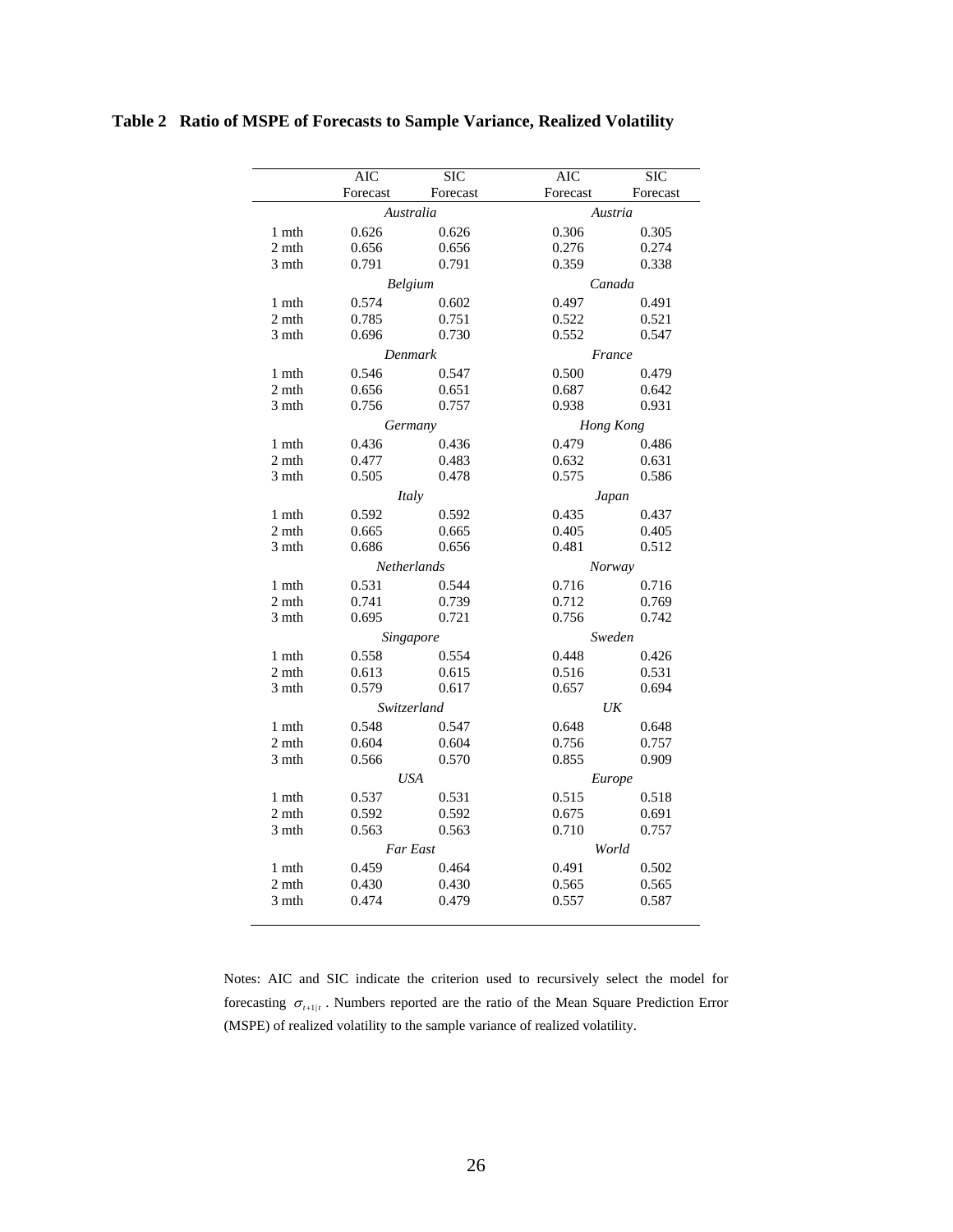**Table 2 Ratio of MSPE of Forecasts to Sample Variance, Realized Volatility**

| | AIC Forecast | SIC Forecast | AIC Forecast | SIC Forecast |
|---|---|---|---|---|
| | *Australia* | | *Austria* | |
| 1 mth | 0.626 | 0.626 | 0.306 | 0.305 |
| 2 mth | 0.656 | 0.656 | 0.276 | 0.274 |
| 3 mth | 0.791 | 0.791 | 0.359 | 0.338 |
| | *Belgium* | | *Canada* | |
| 1 mth | 0.574 | 0.602 | 0.497 | 0.491 |
| 2 mth | 0.785 | 0.751 | 0.522 | 0.521 |
| 3 mth | 0.696 | 0.730 | 0.552 | 0.547 |
| | *Denmark* | | *France* | |
| 1 mth | 0.546 | 0.547 | 0.500 | 0.479 |
| 2 mth | 0.656 | 0.651 | 0.687 | 0.642 |
| 3 mth | 0.756 | 0.757 | 0.938 | 0.931 |
| | *Germany* | | *Hong Kong* | |
| 1 mth | 0.436 | 0.436 | 0.479 | 0.486 |
| 2 mth | 0.477 | 0.483 | 0.632 | 0.631 |
| 3 mth | 0.505 | 0.478 | 0.575 | 0.586 |
| | *Italy* | | *Japan* | |
| 1 mth | 0.592 | 0.592 | 0.435 | 0.437 |
| 2 mth | 0.665 | 0.665 | 0.405 | 0.405 |
| 3 mth | 0.686 | 0.656 | 0.481 | 0.512 |
| | *Netherlands* | | *Norway* | |
| 1 mth | 0.531 | 0.544 | 0.716 | 0.716 |
| 2 mth | 0.741 | 0.739 | 0.712 | 0.769 |
| 3 mth | 0.695 | 0.721 | 0.756 | 0.742 |
| | *Singapore* | | *Sweden* | |
| 1 mth | 0.558 | 0.554 | 0.448 | 0.426 |
| 2 mth | 0.613 | 0.615 | 0.516 | 0.531 |
| 3 mth | 0.579 | 0.617 | 0.657 | 0.694 |
| | *Switzerland* | | *UK* | |
| 1 mth | 0.548 | 0.547 | 0.648 | 0.648 |
| 2 mth | 0.604 | 0.604 | 0.756 | 0.757 |
| 3 mth | 0.566 | 0.570 | 0.855 | 0.909 |
| | *USA* | | *Europe* | |
| 1 mth | 0.537 | 0.531 | 0.515 | 0.518 |
| 2 mth | 0.592 | 0.592 | 0.675 | 0.691 |
| 3 mth | 0.563 | 0.563 | 0.710 | 0.757 |
| | *Far East* | | *World* | |
| 1 mth | 0.459 | 0.464 | 0.491 | 0.502 |
| 2 mth | 0.430 | 0.430 | 0.565 | 0.565 |
| 3 mth | 0.474 | 0.479 | 0.557 | 0.587 |

Notes: AIC and SIC indicate the criterion used to recursively select the model for forecasting $\sigma_{t+1|t}$ . Numbers reported are the ratio of the Mean Square Prediction Error (MSPE) of realized volatility to the sample variance of realized volatility.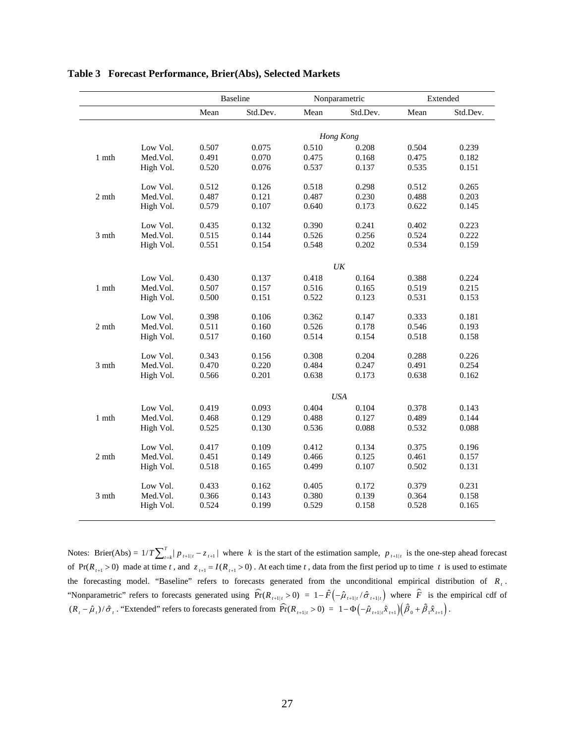**Table 3 Forecast Performance, Brier(Abs), Selected Markets**

| | | Baseline | | Nonparametric | | Extended | |
|---|---|---|---|---|---|---|---|
| | | Mean | Std.Dev. | Mean | Std.Dev. | Mean | Std.Dev. |
| | | | | *Hong Kong* | | | |
| 1 mth | Low Vol. | 0.507 | 0.075 | 0.510 | 0.208 | 0.504 | 0.239 |
| | Med.Vol. | 0.491 | 0.070 | 0.475 | 0.168 | 0.475 | 0.182 |
| | High Vol. | 0.520 | 0.076 | 0.537 | 0.137 | 0.535 | 0.151 |
| 2 mth | Low Vol. | 0.512 | 0.126 | 0.518 | 0.298 | 0.512 | 0.265 |
| | Med.Vol. | 0.487 | 0.121 | 0.487 | 0.230 | 0.488 | 0.203 |
| | High Vol. | 0.579 | 0.107 | 0.640 | 0.173 | 0.622 | 0.145 |
| 3 mth | Low Vol. | 0.435 | 0.132 | 0.390 | 0.241 | 0.402 | 0.223 |
| | Med.Vol. | 0.515 | 0.144 | 0.526 | 0.256 | 0.524 | 0.222 |
| | High Vol. | 0.551 | 0.154 | 0.548 | 0.202 | 0.534 | 0.159 |
| | | | | *UK* | | | |
| 1 mth | Low Vol. | 0.430 | 0.137 | 0.418 | 0.164 | 0.388 | 0.224 |
| | Med.Vol. | 0.507 | 0.157 | 0.516 | 0.165 | 0.519 | 0.215 |
| | High Vol. | 0.500 | 0.151 | 0.522 | 0.123 | 0.531 | 0.153 |
| 2 mth | Low Vol. | 0.398 | 0.106 | 0.362 | 0.147 | 0.333 | 0.181 |
| | Med.Vol. | 0.511 | 0.160 | 0.526 | 0.178 | 0.546 | 0.193 |
| | High Vol. | 0.517 | 0.160 | 0.514 | 0.154 | 0.518 | 0.158 |
| 3 mth | Low Vol. | 0.343 | 0.156 | 0.308 | 0.204 | 0.288 | 0.226 |
| | Med.Vol. | 0.470 | 0.220 | 0.484 | 0.247 | 0.491 | 0.254 |
| | High Vol. | 0.566 | 0.201 | 0.638 | 0.173 | 0.638 | 0.162 |
| | | | | *USA* | | | |
| 1 mth | Low Vol. | 0.419 | 0.093 | 0.404 | 0.104 | 0.378 | 0.143 |
| | Med.Vol. | 0.468 | 0.129 | 0.488 | 0.127 | 0.489 | 0.144 |
| | High Vol. | 0.525 | 0.130 | 0.536 | 0.088 | 0.532 | 0.088 |
| 2 mth | Low Vol. | 0.417 | 0.109 | 0.412 | 0.134 | 0.375 | 0.196 |
| | Med.Vol. | 0.451 | 0.149 | 0.466 | 0.125 | 0.461 | 0.157 |
| | High Vol. | 0.518 | 0.165 | 0.499 | 0.107 | 0.502 | 0.131 |
| 3 mth | Low Vol. | 0.433 | 0.162 | 0.405 | 0.172 | 0.379 | 0.231 |
| | Med.Vol. | 0.366 | 0.143 | 0.380 | 0.139 | 0.364 | 0.158 |
| | High Vol. | 0.524 | 0.199 | 0.529 | 0.158 | 0.528 | 0.165 |

Notes: Brier(Abs) = $1/T\sum_{t=k}^{T}|\, p_{t+1|t} - z_{t+1}\,|$ where $k$ is the start of the estimation sample, $p_{t+1|t}$ is the one-step ahead forecast of $\Pr(R_{t+1} > 0)$ made at time $t$, and $z_{t+1} = I(R_{t+1} > 0)$. At each time $t$, data from the first period up to time $t$ is used to estimate the forecasting model. "Baseline" refers to forecasts generated from the unconditional empirical distribution of $R_t$. "Nonparametric" refers to forecasts generated using $\widehat{\Pr}(R_{t+1|t} > 0) = 1 - \hat{F}\left(-\hat{\mu}_{t+1|t} / \hat{\sigma}_{t+1|t}\right)$ where $\hat{F}$ is the empirical cdf of $(R_t - \hat{\mu}_t)/\hat{\sigma}_t$. "Extended" refers to forecasts generated from $\widehat{\Pr}(R_{t+1|t} > 0) = 1 - \Phi\left(-\hat{\mu}_{t+1|t}\hat{x}_{t+1}\right)\left(\hat{\beta}_0 + \hat{\beta}_1\hat{x}_{t+1}\right)$.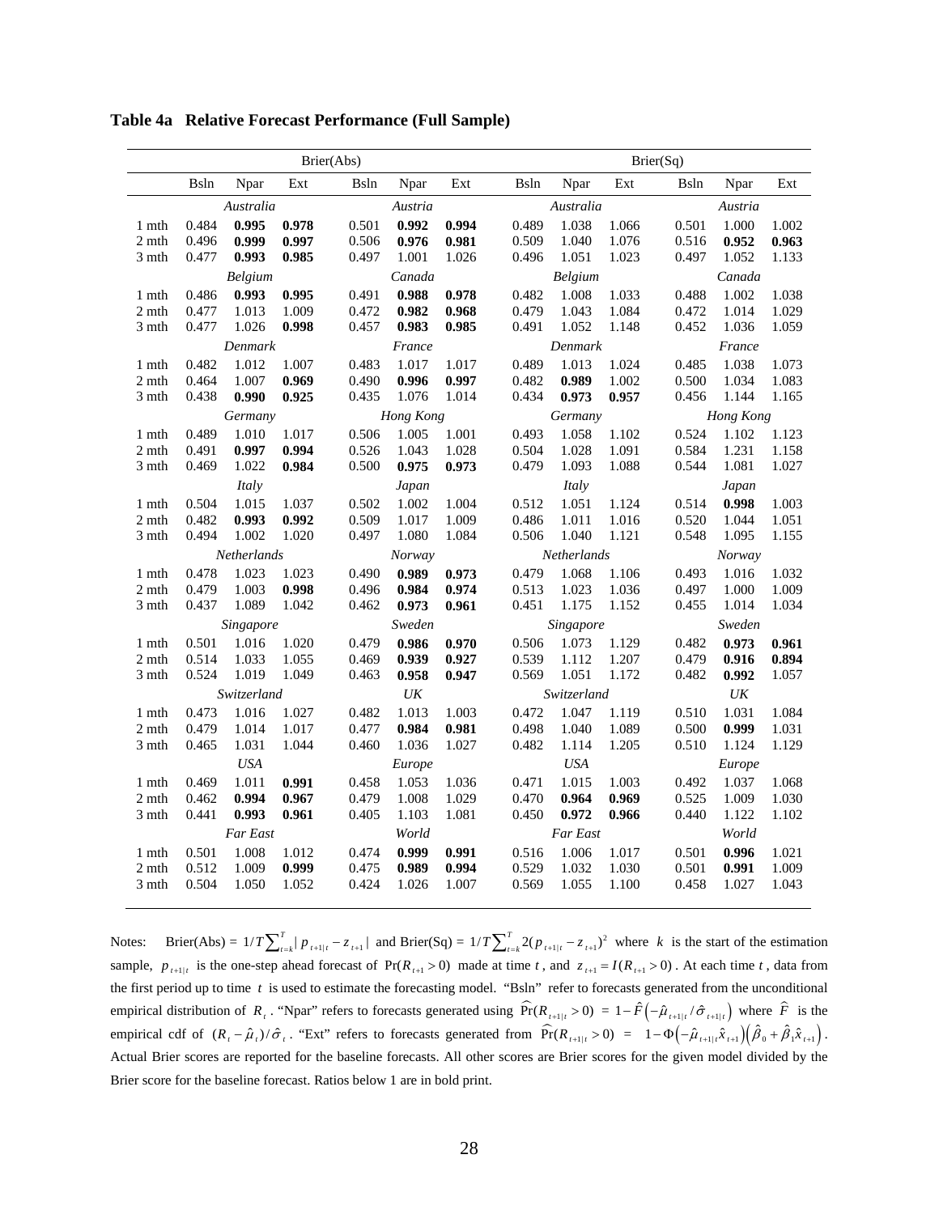**Table 4a Relative Forecast Performance (Full Sample)**

| | Brier(Abs) | | | | | | Brier(Sq) | | | | | |
|---|---|---|---|---|---|---|---|---|---|---|---|---|
| | Bsln | Npar | Ext | Bsln | Npar | Ext | Bsln | Npar | Ext | Bsln | Npar | Ext |
| | *Australia* | | | *Austria* | | | *Australia* | | | *Austria* | | |
| 1 mth | 0.484 | **0.995** | **0.978** | 0.501 | **0.992** | **0.994** | 0.489 | 1.038 | 1.066 | 0.501 | 1.000 | 1.002 |
| 2 mth | 0.496 | **0.999** | **0.997** | 0.506 | **0.976** | **0.981** | 0.509 | 1.040 | 1.076 | 0.516 | **0.952** | **0.963** |
| 3 mth | 0.477 | **0.993** | **0.985** | 0.497 | 1.001 | 1.026 | 0.496 | 1.051 | 1.023 | 0.497 | 1.052 | 1.133 |
| | *Belgium* | | | *Canada* | | | *Belgium* | | | *Canada* | | |
| 1 mth | 0.486 | **0.993** | **0.995** | 0.491 | **0.988** | **0.978** | 0.482 | 1.008 | 1.033 | 0.488 | 1.002 | 1.038 |
| 2 mth | 0.477 | 1.013 | 1.009 | 0.472 | **0.982** | **0.968** | 0.479 | 1.043 | 1.084 | 0.472 | 1.014 | 1.029 |
| 3 mth | 0.477 | 1.026 | **0.998** | 0.457 | **0.983** | **0.985** | 0.491 | 1.052 | 1.148 | 0.452 | 1.036 | 1.059 |
| | *Denmark* | | | *France* | | | *Denmark* | | | *France* | | |
| 1 mth | 0.482 | 1.012 | 1.007 | 0.483 | 1.017 | 1.017 | 0.489 | 1.013 | 1.024 | 0.485 | 1.038 | 1.073 |
| 2 mth | 0.464 | 1.007 | **0.969** | 0.490 | **0.996** | **0.997** | 0.482 | **0.989** | 1.002 | 0.500 | 1.034 | 1.083 |
| 3 mth | 0.438 | **0.990** | **0.925** | 0.435 | 1.076 | 1.014 | 0.434 | **0.973** | **0.957** | 0.456 | 1.144 | 1.165 |
| | *Germany* | | | *Hong Kong* | | | *Germany* | | | *Hong Kong* | | |
| 1 mth | 0.489 | 1.010 | 1.017 | 0.506 | 1.005 | 1.001 | 0.493 | 1.058 | 1.102 | 0.524 | 1.102 | 1.123 |
| 2 mth | 0.491 | **0.997** | **0.994** | 0.526 | 1.043 | 1.028 | 0.504 | 1.028 | 1.091 | 0.584 | 1.231 | 1.158 |
| 3 mth | 0.469 | 1.022 | **0.984** | 0.500 | **0.975** | **0.973** | 0.479 | 1.093 | 1.088 | 0.544 | 1.081 | 1.027 |
| | *Italy* | | | *Japan* | | | *Italy* | | | *Japan* | | |
| 1 mth | 0.504 | 1.015 | 1.037 | 0.502 | 1.002 | 1.004 | 0.512 | 1.051 | 1.124 | 0.514 | **0.998** | 1.003 |
| 2 mth | 0.482 | **0.993** | **0.992** | 0.509 | 1.017 | 1.009 | 0.486 | 1.011 | 1.016 | 0.520 | 1.044 | 1.051 |
| 3 mth | 0.494 | 1.002 | 1.020 | 0.497 | 1.080 | 1.084 | 0.506 | 1.040 | 1.121 | 0.548 | 1.095 | 1.155 |
| | *Netherlands* | | | *Norway* | | | *Netherlands* | | | *Norway* | | |
| 1 mth | 0.478 | 1.023 | 1.023 | 0.490 | **0.989** | **0.973** | 0.479 | 1.068 | 1.106 | 0.493 | 1.016 | 1.032 |
| 2 mth | 0.479 | 1.003 | **0.998** | 0.496 | **0.984** | **0.974** | 0.513 | 1.023 | 1.036 | 0.497 | 1.000 | 1.009 |
| 3 mth | 0.437 | 1.089 | 1.042 | 0.462 | **0.973** | **0.961** | 0.451 | 1.175 | 1.152 | 0.455 | 1.014 | 1.034 |
| | *Singapore* | | | *Sweden* | | | *Singapore* | | | *Sweden* | | |
| 1 mth | 0.501 | 1.016 | 1.020 | 0.479 | **0.986** | **0.970** | 0.506 | 1.073 | 1.129 | 0.482 | **0.973** | **0.961** |
| 2 mth | 0.514 | 1.033 | 1.055 | 0.469 | **0.939** | **0.927** | 0.539 | 1.112 | 1.207 | 0.479 | **0.916** | **0.894** |
| 3 mth | 0.524 | 1.019 | 1.049 | 0.463 | **0.958** | **0.947** | 0.569 | 1.051 | 1.172 | 0.482 | **0.992** | 1.057 |
| | *Switzerland* | | | *UK* | | | *Switzerland* | | | *UK* | | |
| 1 mth | 0.473 | 1.016 | 1.027 | 0.482 | 1.013 | 1.003 | 0.472 | 1.047 | 1.119 | 0.510 | 1.031 | 1.084 |
| 2 mth | 0.479 | 1.014 | 1.017 | 0.477 | **0.984** | **0.981** | 0.498 | 1.040 | 1.089 | 0.500 | **0.999** | 1.031 |
| 3 mth | 0.465 | 1.031 | 1.044 | 0.460 | 1.036 | 1.027 | 0.482 | 1.114 | 1.205 | 0.510 | 1.124 | 1.129 |
| | *USA* | | | *Europe* | | | *USA* | | | *Europe* | | |
| 1 mth | 0.469 | 1.011 | **0.991** | 0.458 | 1.053 | 1.036 | 0.471 | 1.015 | 1.003 | 0.492 | 1.037 | 1.068 |
| 2 mth | 0.462 | **0.994** | **0.967** | 0.479 | 1.008 | 1.029 | 0.470 | **0.964** | **0.969** | 0.525 | 1.009 | 1.030 |
| 3 mth | 0.441 | **0.993** | **0.961** | 0.405 | 1.103 | 1.081 | 0.450 | **0.972** | **0.966** | 0.440 | 1.122 | 1.102 |
| | *Far East* | | | *World* | | | *Far East* | | | *World* | | |
| 1 mth | 0.501 | 1.008 | 1.012 | 0.474 | **0.999** | **0.991** | 0.516 | 1.006 | 1.017 | 0.501 | **0.996** | 1.021 |
| 2 mth | 0.512 | 1.009 | **0.999** | 0.475 | **0.989** | **0.994** | 0.529 | 1.032 | 1.030 | 0.501 | **0.991** | 1.009 |
| 3 mth | 0.504 | 1.050 | 1.052 | 0.424 | 1.026 | 1.007 | 0.569 | 1.055 | 1.100 | 0.458 | 1.027 | 1.043 |

Notes: Brier(Abs) = $1/T\sum_{t=k}^{T}|p_{t+1|t} - z_{t+1}|$ and Brier(Sq) = $1/T\sum_{t=k}^{T}2(p_{t+1|t} - z_{t+1})^2$ where $k$ is the start of the estimation sample, $p_{t+1|t}$ is the one-step ahead forecast of $\Pr(R_{t+1} > 0)$ made at time $t$, and $z_{t+1} = I(R_{t+1} > 0)$. At each time $t$, data from the first period up to time $t$ is used to estimate the forecasting model. "Bsln" refer to forecasts generated from the unconditional empirical distribution of $R_t$. "Npar" refers to forecasts generated using $\widehat{\Pr}(R_{t+1|t} > 0) = 1 - \hat{F}\left(-\hat{\mu}_{t+1|t}/\hat{\sigma}_{t+1|t}\right)$ where $\hat{F}$ is the empirical cdf of $(R_t - \hat{\mu}_t)/\hat{\sigma}_t$. "Ext" refers to forecasts generated from $\widehat{\Pr}(R_{t+1|t} > 0) = 1 - \Phi\left(-\hat{\mu}_{t+1|t}\hat{x}_{t+1}\right)\left(\hat{\beta}_0 + \hat{\beta}_1\hat{x}_{t+1}\right)$. Actual Brier scores are reported for the baseline forecasts. All other scores are Brier scores for the given model divided by the Brier score for the baseline forecast. Ratios below 1 are in bold print.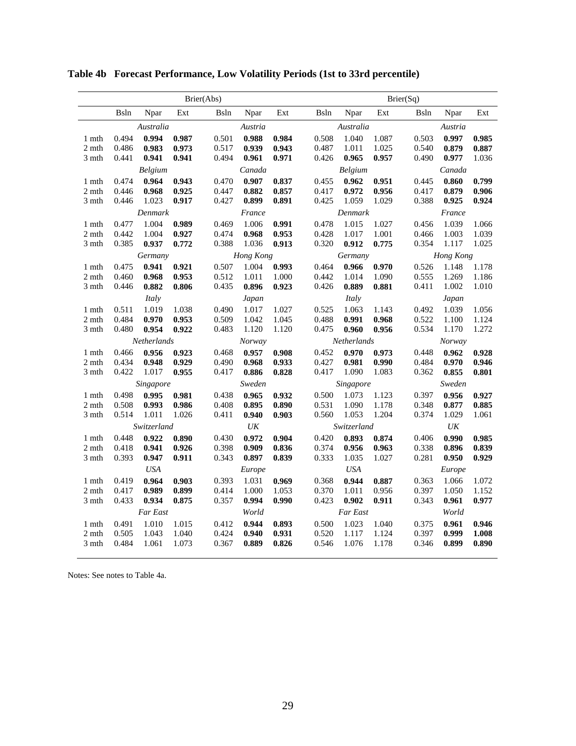**Table 4b Forecast Performance, Low Volatility Periods (1st to 33rd percentile)**

| | Brier(Abs) | | | | | | Brier(Sq) | | | | | |
|---|---|---|---|---|---|---|---|---|---|---|---|---|
| | Bsln | Npar | Ext | Bsln | Npar | Ext | Bsln | Npar | Ext | Bsln | Npar | Ext |
| | *Australia* | | | *Austria* | | | *Australia* | | | *Austria* | | |
| 1 mth | 0.494 | **0.994** | **0.987** | 0.501 | **0.988** | **0.984** | 0.508 | 1.040 | 1.087 | 0.503 | **0.997** | **0.985** |
| 2 mth | 0.486 | **0.983** | **0.973** | 0.517 | **0.939** | **0.943** | 0.487 | 1.011 | 1.025 | 0.540 | **0.879** | **0.887** |
| 3 mth | 0.441 | **0.941** | **0.941** | 0.494 | **0.961** | **0.971** | 0.426 | **0.965** | **0.957** | 0.490 | **0.977** | 1.036 |
| | *Belgium* | | | *Canada* | | | *Belgium* | | | *Canada* | | |
| 1 mth | 0.474 | **0.964** | **0.943** | 0.470 | **0.907** | **0.837** | 0.455 | **0.962** | **0.951** | 0.445 | **0.860** | **0.799** |
| 2 mth | 0.446 | **0.968** | **0.925** | 0.447 | **0.882** | **0.857** | 0.417 | **0.972** | **0.956** | 0.417 | **0.879** | **0.906** |
| 3 mth | 0.446 | 1.023 | **0.917** | 0.427 | **0.899** | **0.891** | 0.425 | 1.059 | 1.029 | 0.388 | **0.925** | **0.924** |
| | *Denmark* | | | *France* | | | *Denmark* | | | *France* | | |
| 1 mth | 0.477 | 1.004 | **0.989** | 0.469 | 1.006 | **0.991** | 0.478 | 1.015 | 1.027 | 0.456 | 1.039 | 1.066 |
| 2 mth | 0.442 | 1.004 | **0.927** | 0.474 | **0.968** | **0.953** | 0.428 | 1.017 | 1.001 | 0.466 | 1.003 | 1.039 |
| 3 mth | 0.385 | **0.937** | **0.772** | 0.388 | 1.036 | **0.913** | 0.320 | **0.912** | **0.775** | 0.354 | 1.117 | 1.025 |
| | *Germany* | | | *Hong Kong* | | | *Germany* | | | *Hong Kong* | | |
| 1 mth | 0.475 | **0.941** | **0.921** | 0.507 | 1.004 | **0.993** | 0.464 | **0.966** | **0.970** | 0.526 | 1.148 | 1.178 |
| 2 mth | 0.460 | **0.968** | **0.953** | 0.512 | 1.011 | 1.000 | 0.442 | 1.014 | 1.090 | 0.555 | 1.269 | 1.186 |
| 3 mth | 0.446 | **0.882** | **0.806** | 0.435 | **0.896** | **0.923** | 0.426 | **0.889** | **0.881** | 0.411 | 1.002 | 1.010 |
| | *Italy* | | | *Japan* | | | *Italy* | | | *Japan* | | |
| 1 mth | 0.511 | 1.019 | 1.038 | 0.490 | 1.017 | 1.027 | 0.525 | 1.063 | 1.143 | 0.492 | 1.039 | 1.056 |
| 2 mth | 0.484 | **0.970** | **0.953** | 0.509 | 1.042 | 1.045 | 0.488 | **0.991** | **0.968** | 0.522 | 1.100 | 1.124 |
| 3 mth | 0.480 | **0.954** | **0.922** | 0.483 | 1.120 | 1.120 | 0.475 | **0.960** | **0.956** | 0.534 | 1.170 | 1.272 |
| | *Netherlands* | | | *Norway* | | | *Netherlands* | | | *Norway* | | |
| 1 mth | 0.466 | **0.956** | **0.923** | 0.468 | **0.957** | **0.908** | 0.452 | **0.970** | **0.973** | 0.448 | **0.962** | **0.928** |
| 2 mth | 0.434 | **0.948** | **0.929** | 0.490 | **0.968** | **0.933** | 0.427 | **0.981** | **0.990** | 0.484 | **0.970** | **0.946** |
| 3 mth | 0.422 | 1.017 | **0.955** | 0.417 | **0.886** | **0.828** | 0.417 | 1.090 | 1.083 | 0.362 | **0.855** | **0.801** |
| | *Singapore* | | | *Sweden* | | | *Singapore* | | | *Sweden* | | |
| 1 mth | 0.498 | **0.995** | **0.981** | 0.438 | **0.965** | **0.932** | 0.500 | 1.073 | 1.123 | 0.397 | **0.956** | **0.927** |
| 2 mth | 0.508 | **0.993** | **0.986** | 0.408 | **0.895** | **0.890** | 0.531 | 1.090 | 1.178 | 0.348 | **0.877** | **0.885** |
| 3 mth | 0.514 | 1.011 | 1.026 | 0.411 | **0.940** | **0.903** | 0.560 | 1.053 | 1.204 | 0.374 | 1.029 | 1.061 |
| | *Switzerland* | | | *UK* | | | *Switzerland* | | | *UK* | | |
| 1 mth | 0.448 | **0.922** | **0.890** | 0.430 | **0.972** | **0.904** | 0.420 | **0.893** | **0.874** | 0.406 | **0.990** | **0.985** |
| 2 mth | 0.418 | **0.941** | **0.926** | 0.398 | **0.909** | **0.836** | 0.374 | **0.956** | **0.963** | 0.338 | **0.896** | **0.839** |
| 3 mth | 0.393 | **0.947** | **0.911** | 0.343 | **0.897** | **0.839** | 0.333 | 1.035 | 1.027 | 0.281 | **0.950** | **0.929** |
| | *USA* | | | *Europe* | | | *USA* | | | *Europe* | | |
| 1 mth | 0.419 | **0.964** | **0.903** | 0.393 | 1.031 | **0.969** | 0.368 | **0.944** | **0.887** | 0.363 | 1.066 | 1.072 |
| 2 mth | 0.417 | **0.989** | **0.899** | 0.414 | 1.000 | 1.053 | 0.370 | 1.011 | 0.956 | 0.397 | 1.050 | 1.152 |
| 3 mth | 0.433 | **0.934** | **0.875** | 0.357 | **0.994** | **0.990** | 0.423 | **0.902** | **0.911** | 0.343 | **0.961** | **0.977** |
| | *Far East* | | | *World* | | | *Far East* | | | *World* | | |
| 1 mth | 0.491 | 1.010 | 1.015 | 0.412 | **0.944** | **0.893** | 0.500 | 1.023 | 1.040 | 0.375 | **0.961** | **0.946** |
| 2 mth | 0.505 | 1.043 | 1.040 | 0.424 | **0.940** | **0.931** | 0.520 | 1.117 | 1.124 | 0.397 | **0.999** | **1.008** |
| 3 mth | 0.484 | 1.061 | 1.073 | 0.367 | **0.889** | **0.826** | 0.546 | 1.076 | 1.178 | 0.346 | **0.899** | **0.890** |

Notes: See notes to Table 4a.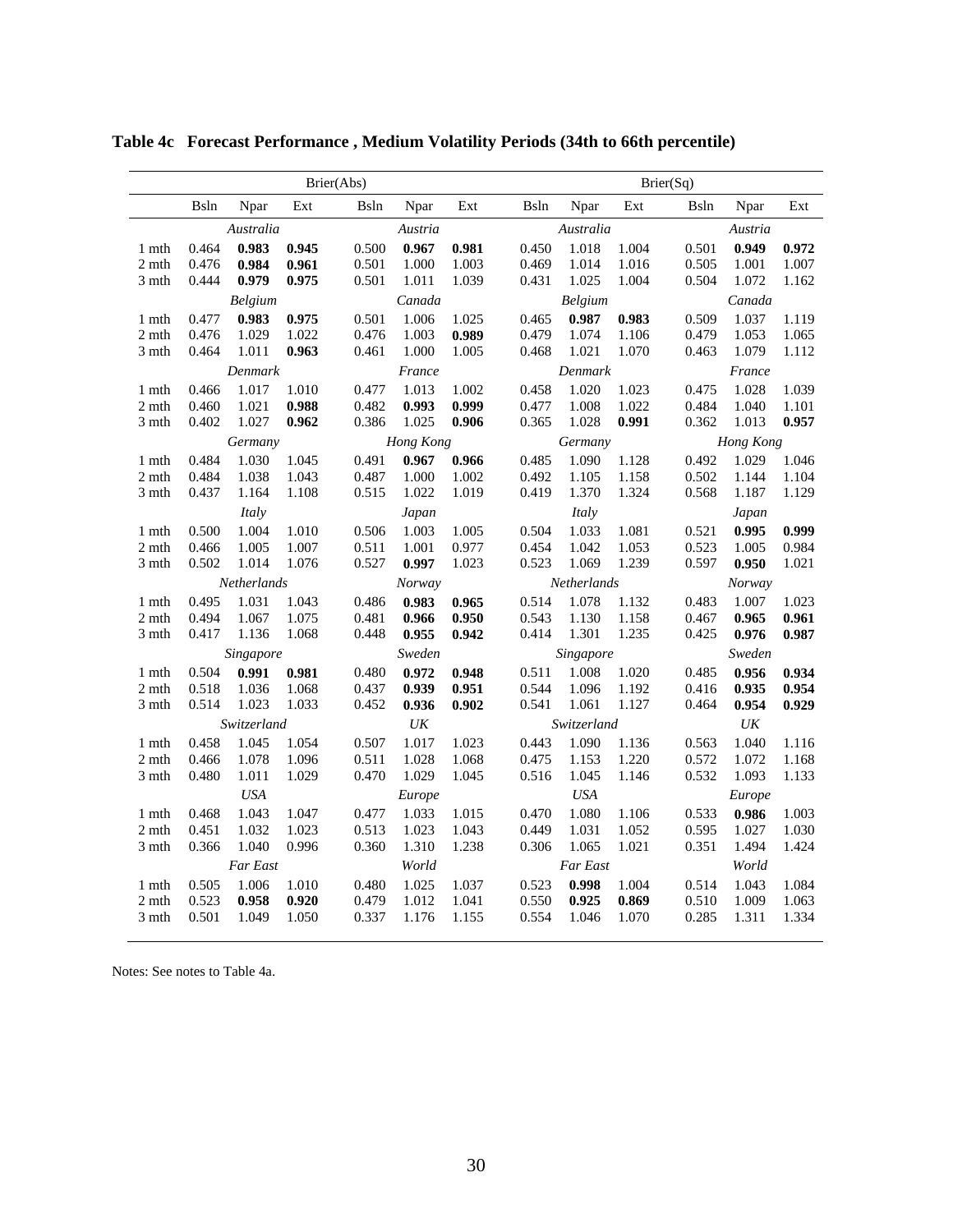**Table 4c Forecast Performance , Medium Volatility Periods (34th to 66th percentile)**

| | Brier(Abs) | | | | | | Brier(Sq) | | | | | |
|---|---|---|---|---|---|---|---|---|---|---|---|---|
| | Bsln | Npar | Ext | Bsln | Npar | Ext | Bsln | Npar | Ext | Bsln | Npar | Ext |
| | *Australia* | | | *Austria* | | | *Australia* | | | *Austria* | | |
| 1 mth | 0.464 | **0.983** | **0.945** | 0.500 | **0.967** | **0.981** | 0.450 | 1.018 | 1.004 | 0.501 | **0.949** | **0.972** |
| 2 mth | 0.476 | **0.984** | **0.961** | 0.501 | 1.000 | 1.003 | 0.469 | 1.014 | 1.016 | 0.505 | 1.001 | 1.007 |
| 3 mth | 0.444 | **0.979** | **0.975** | 0.501 | 1.011 | 1.039 | 0.431 | 1.025 | 1.004 | 0.504 | 1.072 | 1.162 |
| | *Belgium* | | | *Canada* | | | *Belgium* | | | *Canada* | | |
| 1 mth | 0.477 | **0.983** | **0.975** | 0.501 | 1.006 | 1.025 | 0.465 | **0.987** | **0.983** | 0.509 | 1.037 | 1.119 |
| 2 mth | 0.476 | 1.029 | 1.022 | 0.476 | 1.003 | **0.989** | 0.479 | 1.074 | 1.106 | 0.479 | 1.053 | 1.065 |
| 3 mth | 0.464 | 1.011 | **0.963** | 0.461 | 1.000 | 1.005 | 0.468 | 1.021 | 1.070 | 0.463 | 1.079 | 1.112 |
| | *Denmark* | | | *France* | | | *Denmark* | | | *France* | | |
| 1 mth | 0.466 | 1.017 | 1.010 | 0.477 | 1.013 | 1.002 | 0.458 | 1.020 | 1.023 | 0.475 | 1.028 | 1.039 |
| 2 mth | 0.460 | 1.021 | **0.988** | 0.482 | **0.993** | **0.999** | 0.477 | 1.008 | 1.022 | 0.484 | 1.040 | 1.101 |
| 3 mth | 0.402 | 1.027 | **0.962** | 0.386 | 1.025 | **0.906** | 0.365 | 1.028 | **0.991** | 0.362 | 1.013 | **0.957** |
| | *Germany* | | | *Hong Kong* | | | *Germany* | | | *Hong Kong* | | |
| 1 mth | 0.484 | 1.030 | 1.045 | 0.491 | **0.967** | **0.966** | 0.485 | 1.090 | 1.128 | 0.492 | 1.029 | 1.046 |
| 2 mth | 0.484 | 1.038 | 1.043 | 0.487 | 1.000 | 1.002 | 0.492 | 1.105 | 1.158 | 0.502 | 1.144 | 1.104 |
| 3 mth | 0.437 | 1.164 | 1.108 | 0.515 | 1.022 | 1.019 | 0.419 | 1.370 | 1.324 | 0.568 | 1.187 | 1.129 |
| | *Italy* | | | *Japan* | | | *Italy* | | | *Japan* | | |
| 1 mth | 0.500 | 1.004 | 1.010 | 0.506 | 1.003 | 1.005 | 0.504 | 1.033 | 1.081 | 0.521 | **0.995** | **0.999** |
| 2 mth | 0.466 | 1.005 | 1.007 | 0.511 | 1.001 | 0.977 | 0.454 | 1.042 | 1.053 | 0.523 | 1.005 | 0.984 |
| 3 mth | 0.502 | 1.014 | 1.076 | 0.527 | **0.997** | 1.023 | 0.523 | 1.069 | 1.239 | 0.597 | **0.950** | 1.021 |
| | *Netherlands* | | | *Norway* | | | *Netherlands* | | | *Norway* | | |
| 1 mth | 0.495 | 1.031 | 1.043 | 0.486 | **0.983** | **0.965** | 0.514 | 1.078 | 1.132 | 0.483 | 1.007 | 1.023 |
| 2 mth | 0.494 | 1.067 | 1.075 | 0.481 | **0.966** | **0.950** | 0.543 | 1.130 | 1.158 | 0.467 | **0.965** | **0.961** |
| 3 mth | 0.417 | 1.136 | 1.068 | 0.448 | **0.955** | **0.942** | 0.414 | 1.301 | 1.235 | 0.425 | **0.976** | **0.987** |
| | *Singapore* | | | *Sweden* | | | *Singapore* | | | *Sweden* | | |
| 1 mth | 0.504 | **0.991** | **0.981** | 0.480 | **0.972** | **0.948** | 0.511 | 1.008 | 1.020 | 0.485 | **0.956** | **0.934** |
| 2 mth | 0.518 | 1.036 | 1.068 | 0.437 | **0.939** | **0.951** | 0.544 | 1.096 | 1.192 | 0.416 | **0.935** | **0.954** |
| 3 mth | 0.514 | 1.023 | 1.033 | 0.452 | **0.936** | **0.902** | 0.541 | 1.061 | 1.127 | 0.464 | **0.954** | **0.929** |
| | *Switzerland* | | | *UK* | | | *Switzerland* | | | *UK* | | |
| 1 mth | 0.458 | 1.045 | 1.054 | 0.507 | 1.017 | 1.023 | 0.443 | 1.090 | 1.136 | 0.563 | 1.040 | 1.116 |
| 2 mth | 0.466 | 1.078 | 1.096 | 0.511 | 1.028 | 1.068 | 0.475 | 1.153 | 1.220 | 0.572 | 1.072 | 1.168 |
| 3 mth | 0.480 | 1.011 | 1.029 | 0.470 | 1.029 | 1.045 | 0.516 | 1.045 | 1.146 | 0.532 | 1.093 | 1.133 |
| | *USA* | | | *Europe* | | | *USA* | | | *Europe* | | |
| 1 mth | 0.468 | 1.043 | 1.047 | 0.477 | 1.033 | 1.015 | 0.470 | 1.080 | 1.106 | 0.533 | **0.986** | 1.003 |
| 2 mth | 0.451 | 1.032 | 1.023 | 0.513 | 1.023 | 1.043 | 0.449 | 1.031 | 1.052 | 0.595 | 1.027 | 1.030 |
| 3 mth | 0.366 | 1.040 | 0.996 | 0.360 | 1.310 | 1.238 | 0.306 | 1.065 | 1.021 | 0.351 | 1.494 | 1.424 |
| | *Far East* | | | *World* | | | *Far East* | | | *World* | | |
| 1 mth | 0.505 | 1.006 | 1.010 | 0.480 | 1.025 | 1.037 | 0.523 | **0.998** | 1.004 | 0.514 | 1.043 | 1.084 |
| 2 mth | 0.523 | **0.958** | **0.920** | 0.479 | 1.012 | 1.041 | 0.550 | **0.925** | **0.869** | 0.510 | 1.009 | 1.063 |
| 3 mth | 0.501 | 1.049 | 1.050 | 0.337 | 1.176 | 1.155 | 0.554 | 1.046 | 1.070 | 0.285 | 1.311 | 1.334 |

Notes: See notes to Table 4a.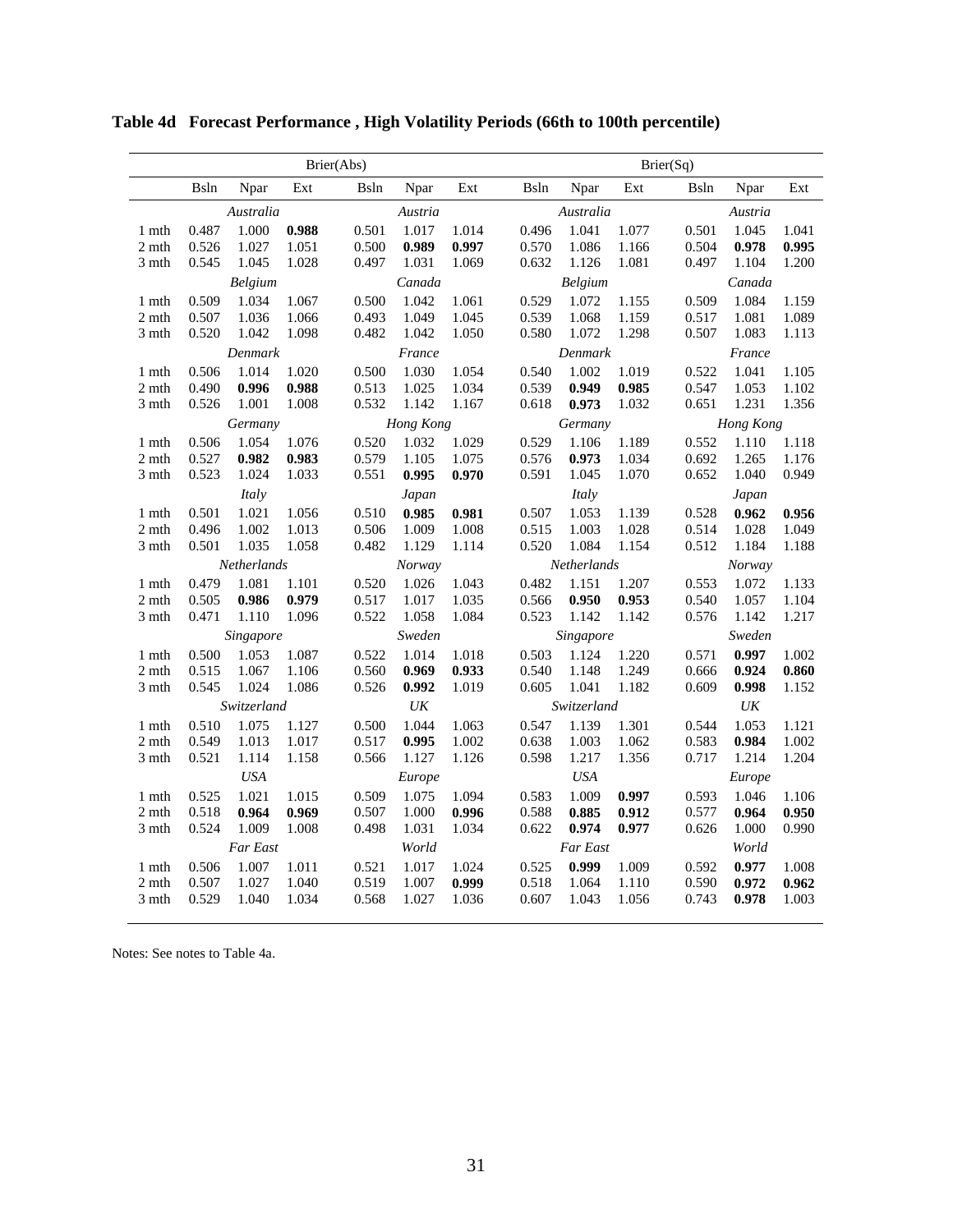**Table 4d Forecast Performance , High Volatility Periods (66th to 100th percentile)**

| | Brier(Abs) | | | | | | Brier(Sq) | | | | | |
|---|---|---|---|---|---|---|---|---|---|---|---|---|
| | Bsln | Npar | Ext | Bsln | Npar | Ext | Bsln | Npar | Ext | Bsln | Npar | Ext |
| | | *Australia* | | | *Austria* | | | *Australia* | | | *Austria* | |
| 1 mth | 0.487 | 1.000 | **0.988** | 0.501 | 1.017 | 1.014 | 0.496 | 1.041 | 1.077 | 0.501 | 1.045 | 1.041 |
| 2 mth | 0.526 | 1.027 | 1.051 | 0.500 | **0.989** | **0.997** | 0.570 | 1.086 | 1.166 | 0.504 | **0.978** | **0.995** |
| 3 mth | 0.545 | 1.045 | 1.028 | 0.497 | 1.031 | 1.069 | 0.632 | 1.126 | 1.081 | 0.497 | 1.104 | 1.200 |
| | | *Belgium* | | | *Canada* | | | *Belgium* | | | *Canada* | |
| 1 mth | 0.509 | 1.034 | 1.067 | 0.500 | 1.042 | 1.061 | 0.529 | 1.072 | 1.155 | 0.509 | 1.084 | 1.159 |
| 2 mth | 0.507 | 1.036 | 1.066 | 0.493 | 1.049 | 1.045 | 0.539 | 1.068 | 1.159 | 0.517 | 1.081 | 1.089 |
| 3 mth | 0.520 | 1.042 | 1.098 | 0.482 | 1.042 | 1.050 | 0.580 | 1.072 | 1.298 | 0.507 | 1.083 | 1.113 |
| | | *Denmark* | | | *France* | | | *Denmark* | | | *France* | |
| 1 mth | 0.506 | 1.014 | 1.020 | 0.500 | 1.030 | 1.054 | 0.540 | 1.002 | 1.019 | 0.522 | 1.041 | 1.105 |
| 2 mth | 0.490 | **0.996** | **0.988** | 0.513 | 1.025 | 1.034 | 0.539 | **0.949** | **0.985** | 0.547 | 1.053 | 1.102 |
| 3 mth | 0.526 | 1.001 | 1.008 | 0.532 | 1.142 | 1.167 | 0.618 | **0.973** | 1.032 | 0.651 | 1.231 | 1.356 |
| | | *Germany* | | | *Hong Kong* | | | *Germany* | | | *Hong Kong* | |
| 1 mth | 0.506 | 1.054 | 1.076 | 0.520 | 1.032 | 1.029 | 0.529 | 1.106 | 1.189 | 0.552 | 1.110 | 1.118 |
| 2 mth | 0.527 | **0.982** | **0.983** | 0.579 | 1.105 | 1.075 | 0.576 | **0.973** | 1.034 | 0.692 | 1.265 | 1.176 |
| 3 mth | 0.523 | 1.024 | 1.033 | 0.551 | **0.995** | **0.970** | 0.591 | 1.045 | 1.070 | 0.652 | 1.040 | 0.949 |
| | | *Italy* | | | *Japan* | | | *Italy* | | | *Japan* | |
| 1 mth | 0.501 | 1.021 | 1.056 | 0.510 | **0.985** | **0.981** | 0.507 | 1.053 | 1.139 | 0.528 | **0.962** | **0.956** |
| 2 mth | 0.496 | 1.002 | 1.013 | 0.506 | 1.009 | 1.008 | 0.515 | 1.003 | 1.028 | 0.514 | 1.028 | 1.049 |
| 3 mth | 0.501 | 1.035 | 1.058 | 0.482 | 1.129 | 1.114 | 0.520 | 1.084 | 1.154 | 0.512 | 1.184 | 1.188 |
| | | *Netherlands* | | | *Norway* | | | *Netherlands* | | | *Norway* | |
| 1 mth | 0.479 | 1.081 | 1.101 | 0.520 | 1.026 | 1.043 | 0.482 | 1.151 | 1.207 | 0.553 | 1.072 | 1.133 |
| 2 mth | 0.505 | **0.986** | **0.979** | 0.517 | 1.017 | 1.035 | 0.566 | **0.950** | **0.953** | 0.540 | 1.057 | 1.104 |
| 3 mth | 0.471 | 1.110 | 1.096 | 0.522 | 1.058 | 1.084 | 0.523 | 1.142 | 1.142 | 0.576 | 1.142 | 1.217 |
| | | *Singapore* | | | *Sweden* | | | *Singapore* | | | *Sweden* | |
| 1 mth | 0.500 | 1.053 | 1.087 | 0.522 | 1.014 | 1.018 | 0.503 | 1.124 | 1.220 | 0.571 | **0.997** | 1.002 |
| 2 mth | 0.515 | 1.067 | 1.106 | 0.560 | **0.969** | **0.933** | 0.540 | 1.148 | 1.249 | 0.666 | **0.924** | **0.860** |
| 3 mth | 0.545 | 1.024 | 1.086 | 0.526 | **0.992** | 1.019 | 0.605 | 1.041 | 1.182 | 0.609 | **0.998** | 1.152 |
| | | *Switzerland* | | | *UK* | | | *Switzerland* | | | *UK* | |
| 1 mth | 0.510 | 1.075 | 1.127 | 0.500 | 1.044 | 1.063 | 0.547 | 1.139 | 1.301 | 0.544 | 1.053 | 1.121 |
| 2 mth | 0.549 | 1.013 | 1.017 | 0.517 | **0.995** | 1.002 | 0.638 | 1.003 | 1.062 | 0.583 | **0.984** | 1.002 |
| 3 mth | 0.521 | 1.114 | 1.158 | 0.566 | 1.127 | 1.126 | 0.598 | 1.217 | 1.356 | 0.717 | 1.214 | 1.204 |
| | | *USA* | | | *Europe* | | | *USA* | | | *Europe* | |
| 1 mth | 0.525 | 1.021 | 1.015 | 0.509 | 1.075 | 1.094 | 0.583 | 1.009 | **0.997** | 0.593 | 1.046 | 1.106 |
| 2 mth | 0.518 | **0.964** | **0.969** | 0.507 | 1.000 | **0.996** | 0.588 | **0.885** | **0.912** | 0.577 | **0.964** | **0.950** |
| 3 mth | 0.524 | 1.009 | 1.008 | 0.498 | 1.031 | 1.034 | 0.622 | **0.974** | **0.977** | 0.626 | 1.000 | 0.990 |
| | | *Far East* | | | *World* | | | *Far East* | | | *World* | |
| 1 mth | 0.506 | 1.007 | 1.011 | 0.521 | 1.017 | 1.024 | 0.525 | **0.999** | 1.009 | 0.592 | **0.977** | 1.008 |
| 2 mth | 0.507 | 1.027 | 1.040 | 0.519 | 1.007 | **0.999** | 0.518 | 1.064 | 1.110 | 0.590 | **0.972** | **0.962** |
| 3 mth | 0.529 | 1.040 | 1.034 | 0.568 | 1.027 | 1.036 | 0.607 | 1.043 | 1.056 | 0.743 | **0.978** | 1.003 |

Notes: See notes to Table 4a.